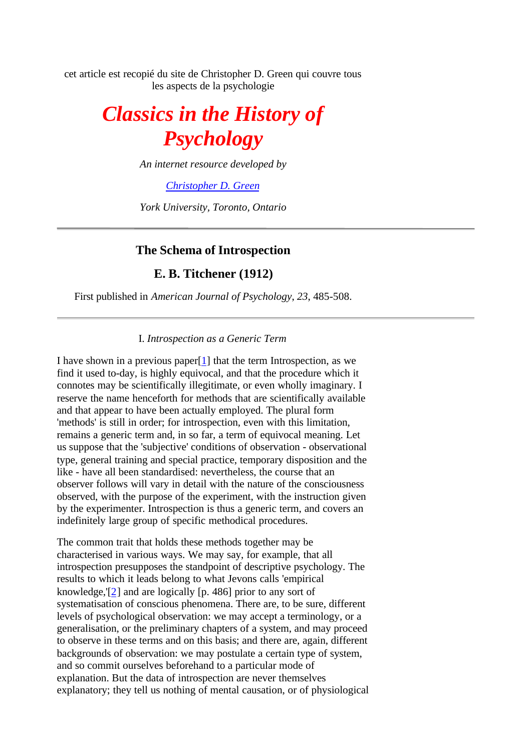cet article est recopié du site de Christopher D. Green qui couvre tous les aspects de la psychologie

# *Classics in the History of Psychology*

*An internet resource developed by*

*Christopher D. Green*

*York University, Toronto, Ontario*

---

## The Schema of Introspection

### E. B. Titchener (1912)

First published in *American Journal of Psychology*, *23*, 485-508.

---

I. *Introspection as a Generic Term*

I have shown in a previous paper[1] that the term Introspection, as we find it used to-day, is highly equivocal, and that the procedure which it connotes may be scientifically illegitimate, or even wholly imaginary. I reserve the name henceforth for methods that are scientifically available and that appear to have been actually employed. The plural form 'methods' is still in order; for introspection, even with this limitation, remains a generic term and, in so far, a term of equivocal meaning. Let us suppose that the 'subjective' conditions of observation - observational type, general training and special practice, temporary disposition and the like - have all been standardised: nevertheless, the course that an observer follows will vary in detail with the nature of the consciousness observed, with the purpose of the experiment, with the instruction given by the experimenter. Introspection is thus a generic term, and covers an indefinitely large group of specific methodical procedures.

The common trait that holds these methods together may be characterised in various ways. We may say, for example, that all introspection presupposes the standpoint of descriptive psychology. The results to which it leads belong to what Jevons calls 'empirical knowledge,'[2] and are logically [p. 486] prior to any sort of systematisation of conscious phenomena. There are, to be sure, different levels of psychological observation: we may accept a terminology, or a generalisation, or the preliminary chapters of a system, and may proceed to observe in these terms and on this basis; and there are, again, different backgrounds of observation: we may postulate a certain type of system, and so commit ourselves beforehand to a particular mode of explanation. But the data of introspection are never themselves explanatory; they tell us nothing of mental causation, or of physiological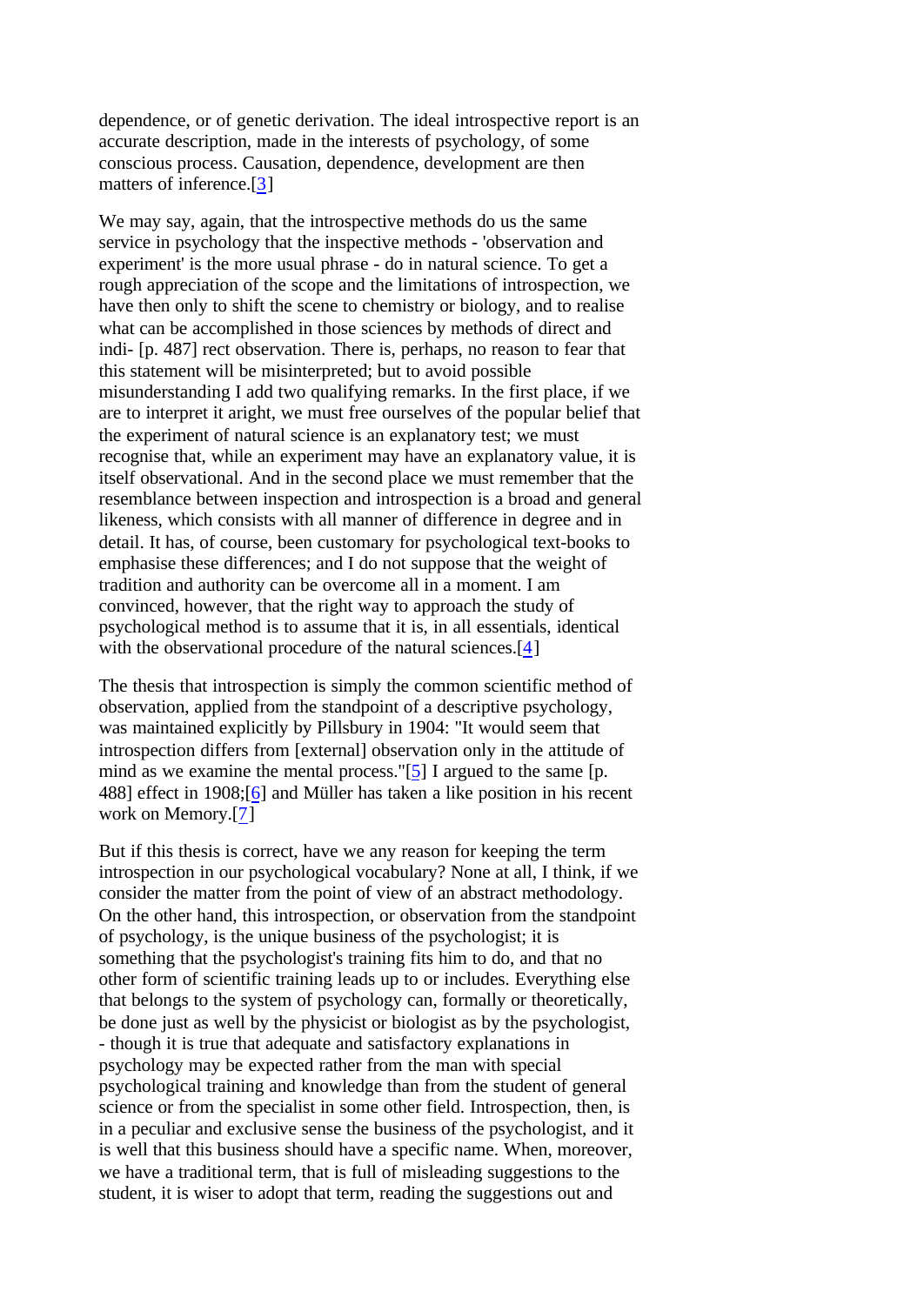dependence, or of genetic derivation. The ideal introspective report is an accurate description, made in the interests of psychology, of some conscious process. Causation, dependence, development are then matters of inference.[3]

We may say, again, that the introspective methods do us the same service in psychology that the inspective methods - 'observation and experiment' is the more usual phrase - do in natural science. To get a rough appreciation of the scope and the limitations of introspection, we have then only to shift the scene to chemistry or biology, and to realise what can be accomplished in those sciences by methods of direct and indi- [p. 487] rect observation. There is, perhaps, no reason to fear that this statement will be misinterpreted; but to avoid possible misunderstanding I add two qualifying remarks. In the first place, if we are to interpret it aright, we must free ourselves of the popular belief that the experiment of natural science is an explanatory test; we must recognise that, while an experiment may have an explanatory value, it is itself observational. And in the second place we must remember that the resemblance between inspection and introspection is a broad and general likeness, which consists with all manner of difference in degree and in detail. It has, of course, been customary for psychological text-books to emphasise these differences; and I do not suppose that the weight of tradition and authority can be overcome all in a moment. I am convinced, however, that the right way to approach the study of psychological method is to assume that it is, in all essentials, identical with the observational procedure of the natural sciences.[4]

The thesis that introspection is simply the common scientific method of observation, applied from the standpoint of a descriptive psychology, was maintained explicitly by Pillsbury in 1904: "It would seem that introspection differs from [external] observation only in the attitude of mind as we examine the mental process."[5] I argued to the same [p. 488] effect in 1908;[6] and Müller has taken a like position in his recent work on Memory.[7]

But if this thesis is correct, have we any reason for keeping the term introspection in our psychological vocabulary? None at all, I think, if we consider the matter from the point of view of an abstract methodology. On the other hand, this introspection, or observation from the standpoint of psychology, is the unique business of the psychologist; it is something that the psychologist's training fits him to do, and that no other form of scientific training leads up to or includes. Everything else that belongs to the system of psychology can, formally or theoretically, be done just as well by the physicist or biologist as by the psychologist, - though it is true that adequate and satisfactory explanations in psychology may be expected rather from the man with special psychological training and knowledge than from the student of general science or from the specialist in some other field. Introspection, then, is in a peculiar and exclusive sense the business of the psychologist, and it is well that this business should have a specific name. When, moreover, we have a traditional term, that is full of misleading suggestions to the student, it is wiser to adopt that term, reading the suggestions out and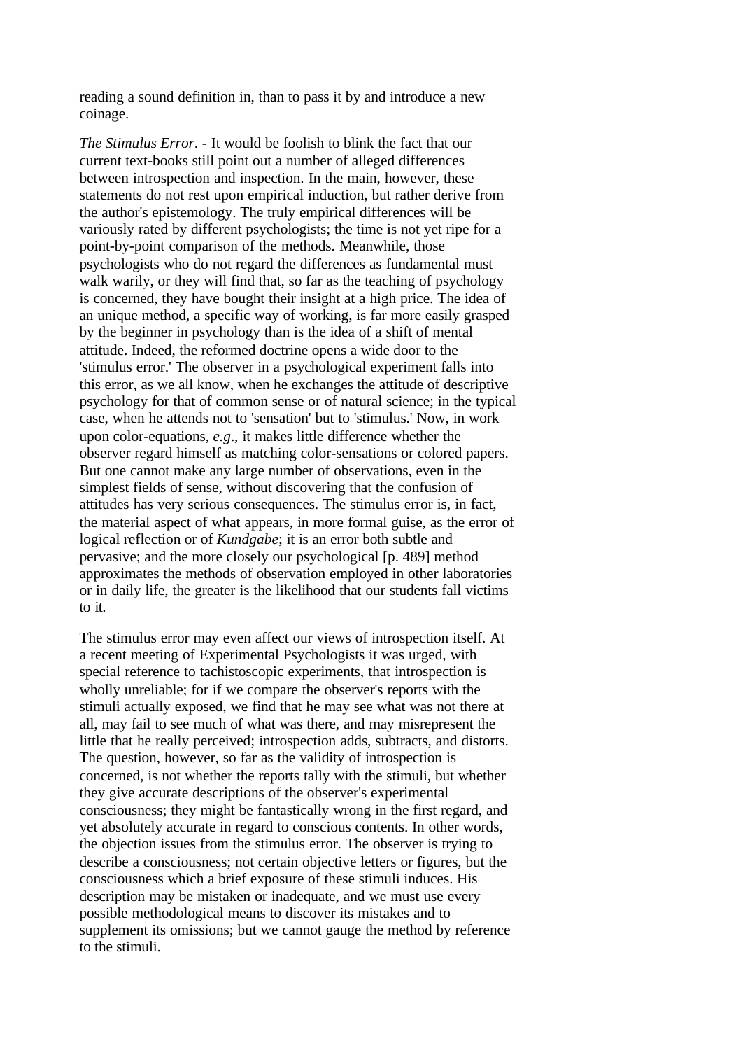reading a sound definition in, than to pass it by and introduce a new coinage.

*The Stimulus Error*. - It would be foolish to blink the fact that our current text-books still point out a number of alleged differences between introspection and inspection. In the main, however, these statements do not rest upon empirical induction, but rather derive from the author's epistemology. The truly empirical differences will be variously rated by different psychologists; the time is not yet ripe for a point-by-point comparison of the methods. Meanwhile, those psychologists who do not regard the differences as fundamental must walk warily, or they will find that, so far as the teaching of psychology is concerned, they have bought their insight at a high price. The idea of an unique method, a specific way of working, is far more easily grasped by the beginner in psychology than is the idea of a shift of mental attitude. Indeed, the reformed doctrine opens a wide door to the 'stimulus error.' The observer in a psychological experiment falls into this error, as we all know, when he exchanges the attitude of descriptive psychology for that of common sense or of natural science; in the typical case, when he attends not to 'sensation' but to 'stimulus.' Now, in work upon color-equations, *e.g*., it makes little difference whether the observer regard himself as matching color-sensations or colored papers. But one cannot make any large number of observations, even in the simplest fields of sense, without discovering that the confusion of attitudes has very serious consequences. The stimulus error is, in fact, the material aspect of what appears, in more formal guise, as the error of logical reflection or of *Kundgabe*; it is an error both subtle and pervasive; and the more closely our psychological [p. 489] method approximates the methods of observation employed in other laboratories or in daily life, the greater is the likelihood that our students fall victims to it.

The stimulus error may even affect our views of introspection itself. At a recent meeting of Experimental Psychologists it was urged, with special reference to tachistoscopic experiments, that introspection is wholly unreliable; for if we compare the observer's reports with the stimuli actually exposed, we find that he may see what was not there at all, may fail to see much of what was there, and may misrepresent the little that he really perceived; introspection adds, subtracts, and distorts. The question, however, so far as the validity of introspection is concerned, is not whether the reports tally with the stimuli, but whether they give accurate descriptions of the observer's experimental consciousness; they might be fantastically wrong in the first regard, and yet absolutely accurate in regard to conscious contents. In other words, the objection issues from the stimulus error. The observer is trying to describe a consciousness; not certain objective letters or figures, but the consciousness which a brief exposure of these stimuli induces. His description may be mistaken or inadequate, and we must use every possible methodological means to discover its mistakes and to supplement its omissions; but we cannot gauge the method by reference to the stimuli.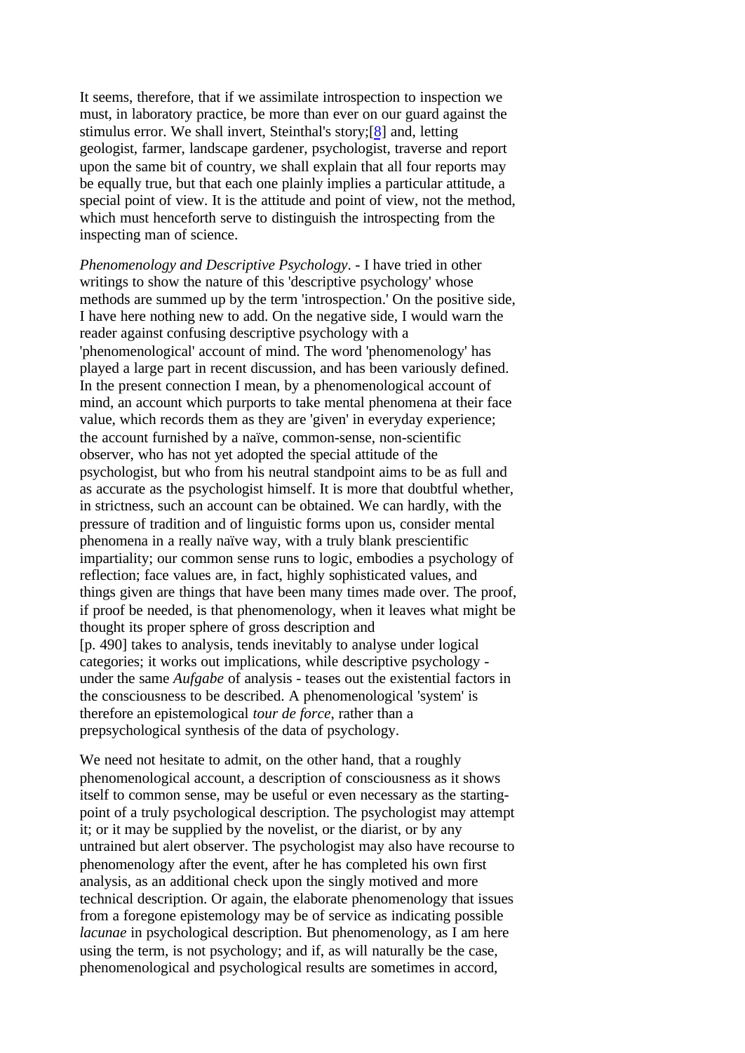It seems, therefore, that if we assimilate introspection to inspection we must, in laboratory practice, be more than ever on our guard against the stimulus error. We shall invert, Steinthal's story;[8] and, letting geologist, farmer, landscape gardener, psychologist, traverse and report upon the same bit of country, we shall explain that all four reports may be equally true, but that each one plainly implies a particular attitude, a special point of view. It is the attitude and point of view, not the method, which must henceforth serve to distinguish the introspecting from the inspecting man of science.

*Phenomenology and Descriptive Psychology*. - I have tried in other writings to show the nature of this 'descriptive psychology' whose methods are summed up by the term 'introspection.' On the positive side, I have here nothing new to add. On the negative side, I would warn the reader against confusing descriptive psychology with a 'phenomenological' account of mind. The word 'phenomenology' has played a large part in recent discussion, and has been variously defined. In the present connection I mean, by a phenomenological account of mind, an account which purports to take mental phenomena at their face value, which records them as they are 'given' in everyday experience; the account furnished by a naïve, common-sense, non-scientific observer, who has not yet adopted the special attitude of the psychologist, but who from his neutral standpoint aims to be as full and as accurate as the psychologist himself. It is more that doubtful whether, in strictness, such an account can be obtained. We can hardly, with the pressure of tradition and of linguistic forms upon us, consider mental phenomena in a really naïve way, with a truly blank prescientific impartiality; our common sense runs to logic, embodies a psychology of reflection; face values are, in fact, highly sophisticated values, and things given are things that have been many times made over. The proof, if proof be needed, is that phenomenology, when it leaves what might be thought its proper sphere of gross description and [p. 490] takes to analysis, tends inevitably to analyse under logical categories; it works out implications, while descriptive psychology - under the same *Aufgabe* of analysis - teases out the existential factors in the consciousness to be described. A phenomenological 'system' is therefore an epistemological *tour de force*, rather than a prepsychological synthesis of the data of psychology.

We need not hesitate to admit, on the other hand, that a roughly phenomenological account, a description of consciousness as it shows itself to common sense, may be useful or even necessary as the starting-point of a truly psychological description. The psychologist may attempt it; or it may be supplied by the novelist, or the diarist, or by any untrained but alert observer. The psychologist may also have recourse to phenomenology after the event, after he has completed his own first analysis, as an additional check upon the singly motived and more technical description. Or again, the elaborate phenomenology that issues from a foregone epistemology may be of service as indicating possible *lacunae* in psychological description. But phenomenology, as I am here using the term, is not psychology; and if, as will naturally be the case, phenomenological and psychological results are sometimes in accord,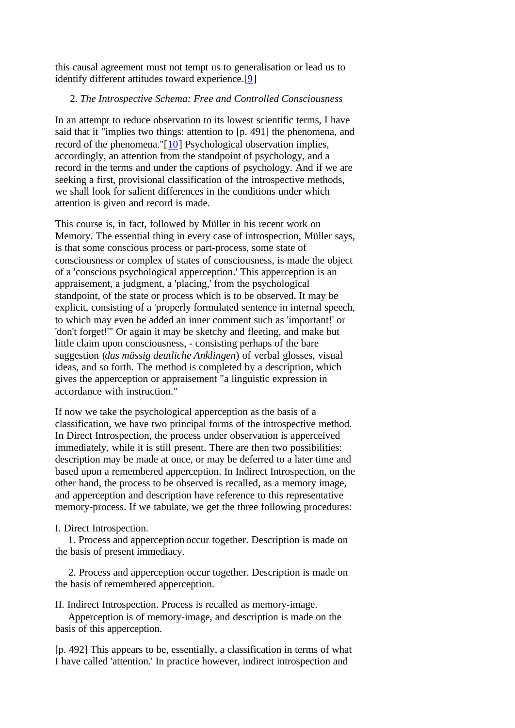this causal agreement must not tempt us to generalisation or lead us to identify different attitudes toward experience.[9]

### 2. *The Introspective Schema: Free and Controlled Consciousness*

In an attempt to reduce observation to its lowest scientific terms, I have said that it "implies two things: attention to [p. 491] the phenomena, and record of the phenomena."[10] Psychological observation implies, accordingly, an attention from the standpoint of psychology, and a record in the terms and under the captions of psychology. And if we are seeking a first, provisional classification of the introspective methods, we shall look for salient differences in the conditions under which attention is given and record is made.

This course is, in fact, followed by Müller in his recent work on Memory. The essential thing in every case of introspection, Müller says, is that some conscious process or part-process, some state of consciousness or complex of states of consciousness, is made the object of a 'conscious psychological apperception.' This apperception is an appraisement, a judgment, a 'placing,' from the psychological standpoint, of the state or process which is to be observed. It may be explicit, consisting of a 'properly formulated sentence in internal speech, to which may even be added an inner comment such as 'important!' or 'don't forget!'" Or again it may be sketchy and fleeting, and make but little claim upon consciousness, - consisting perhaps of the bare suggestion (*das mässig deutliche Anklingen*) of verbal glosses, visual ideas, and so forth. The method is completed by a description, which gives the apperception or appraisement "a linguistic expression in accordance with instruction."

If now we take the psychological apperception as the basis of a classification, we have two principal forms of the introspective method. In Direct Introspection, the process under observation is apperceived immediately, while it is still present. There are then two possibilities: description may be made at once, or may be deferred to a later time and based upon a remembered apperception. In Indirect Introspection, on the other hand, the process to be observed is recalled, as a memory image, and apperception and description have reference to this representative memory-process. If we tabulate, we get the three following procedures:

I. Direct Introspection.

1. Process and apperception occur together. Description is made on the basis of present immediacy.

2. Process and apperception occur together. Description is made on the basis of remembered apperception.

II. Indirect Introspection. Process is recalled as memory-image.

Apperception is of memory-image, and description is made on the basis of this apperception.

[p. 492] This appears to be, essentially, a classification in terms of what I have called 'attention.' In practice however, indirect introspection and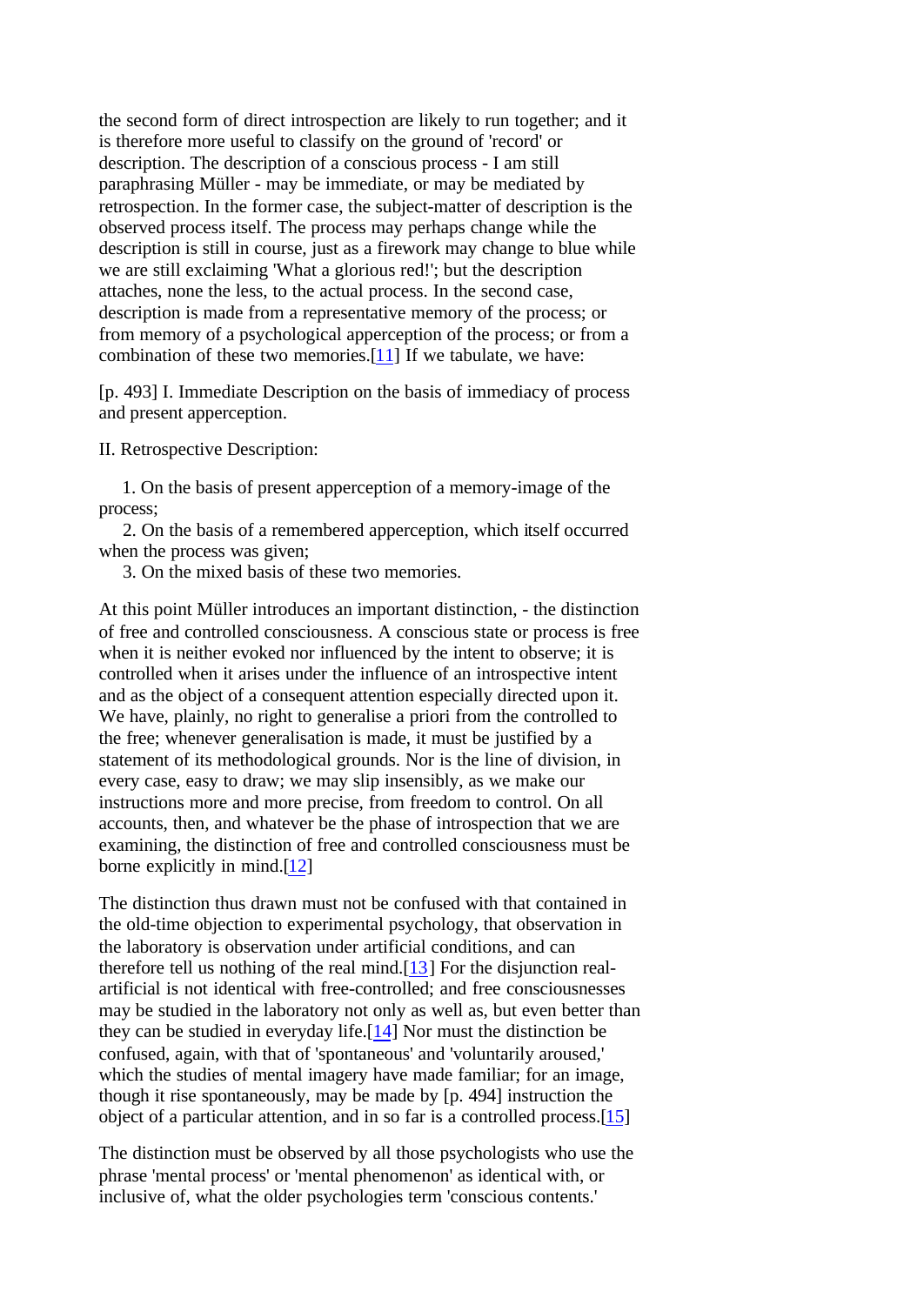the second form of direct introspection are likely to run together; and it is therefore more useful to classify on the ground of 'record' or description. The description of a conscious process - I am still paraphrasing Müller - may be immediate, or may be mediated by retrospection. In the former case, the subject-matter of description is the observed process itself. The process may perhaps change while the description is still in course, just as a firework may change to blue while we are still exclaiming 'What a glorious red!'; but the description attaches, none the less, to the actual process. In the second case, description is made from a representative memory of the process; or from memory of a psychological apperception of the process; or from a combination of these two memories.[11] If we tabulate, we have:

[p. 493] I. Immediate Description on the basis of immediacy of process and present apperception.

II. Retrospective Description:

1. On the basis of present apperception of a memory-image of the process;
2. On the basis of a remembered apperception, which itself occurred when the process was given;
3. On the mixed basis of these two memories.

At this point Müller introduces an important distinction, - the distinction of free and controlled consciousness. A conscious state or process is free when it is neither evoked nor influenced by the intent to observe; it is controlled when it arises under the influence of an introspective intent and as the object of a consequent attention especially directed upon it. We have, plainly, no right to generalise a priori from the controlled to the free; whenever generalisation is made, it must be justified by a statement of its methodological grounds. Nor is the line of division, in every case, easy to draw; we may slip insensibly, as we make our instructions more and more precise, from freedom to control. On all accounts, then, and whatever be the phase of introspection that we are examining, the distinction of free and controlled consciousness must be borne explicitly in mind.[12]

The distinction thus drawn must not be confused with that contained in the old-time objection to experimental psychology, that observation in the laboratory is observation under artificial conditions, and can therefore tell us nothing of the real mind.[13] For the disjunction real-artificial is not identical with free-controlled; and free consciousnesses may be studied in the laboratory not only as well as, but even better than they can be studied in everyday life.[14] Nor must the distinction be confused, again, with that of 'spontaneous' and 'voluntarily aroused,' which the studies of mental imagery have made familiar; for an image, though it rise spontaneously, may be made by [p. 494] instruction the object of a particular attention, and in so far is a controlled process.[15]

The distinction must be observed by all those psychologists who use the phrase 'mental process' or 'mental phenomenon' as identical with, or inclusive of, what the older psychologies term 'conscious contents.'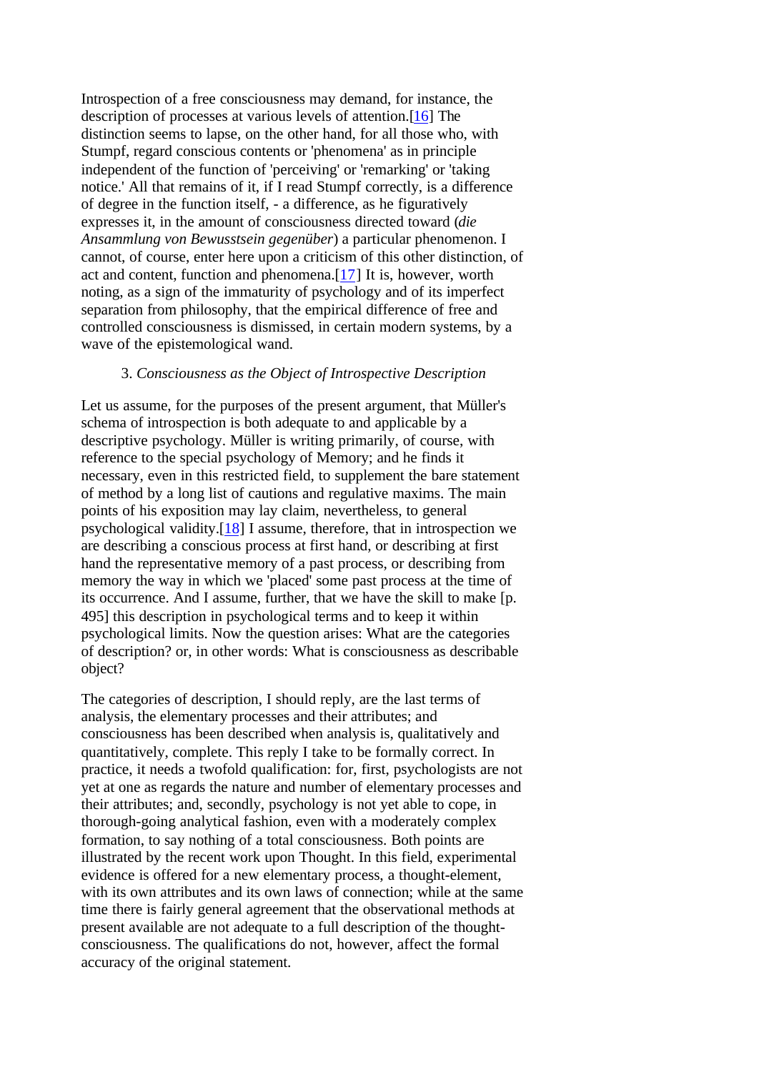Introspection of a free consciousness may demand, for instance, the description of processes at various levels of attention.[16] The distinction seems to lapse, on the other hand, for all those who, with Stumpf, regard conscious contents or 'phenomena' as in principle independent of the function of 'perceiving' or 'remarking' or 'taking notice.' All that remains of it, if I read Stumpf correctly, is a difference of degree in the function itself, - a difference, as he figuratively expresses it, in the amount of consciousness directed toward (*die Ansammlung von Bewusstsein gegenüber*) a particular phenomenon. I cannot, of course, enter here upon a criticism of this other distinction, of act and content, function and phenomena.[17] It is, however, worth noting, as a sign of the immaturity of psychology and of its imperfect separation from philosophy, that the empirical difference of free and controlled consciousness is dismissed, in certain modern systems, by a wave of the epistemological wand.

### 3. *Consciousness as the Object of Introspective Description*

Let us assume, for the purposes of the present argument, that Müller's schema of introspection is both adequate to and applicable by a descriptive psychology. Müller is writing primarily, of course, with reference to the special psychology of Memory; and he finds it necessary, even in this restricted field, to supplement the bare statement of method by a long list of cautions and regulative maxims. The main points of his exposition may lay claim, nevertheless, to general psychological validity.[18] I assume, therefore, that in introspection we are describing a conscious process at first hand, or describing at first hand the representative memory of a past process, or describing from memory the way in which we 'placed' some past process at the time of its occurrence. And I assume, further, that we have the skill to make [p. 495] this description in psychological terms and to keep it within psychological limits. Now the question arises: What are the categories of description? or, in other words: What is consciousness as describable object?

The categories of description, I should reply, are the last terms of analysis, the elementary processes and their attributes; and consciousness has been described when analysis is, qualitatively and quantitatively, complete. This reply I take to be formally correct. In practice, it needs a twofold qualification: for, first, psychologists are not yet at one as regards the nature and number of elementary processes and their attributes; and, secondly, psychology is not yet able to cope, in thorough-going analytical fashion, even with a moderately complex formation, to say nothing of a total consciousness. Both points are illustrated by the recent work upon Thought. In this field, experimental evidence is offered for a new elementary process, a thought-element, with its own attributes and its own laws of connection; while at the same time there is fairly general agreement that the observational methods at present available are not adequate to a full description of the thought-consciousness. The qualifications do not, however, affect the formal accuracy of the original statement.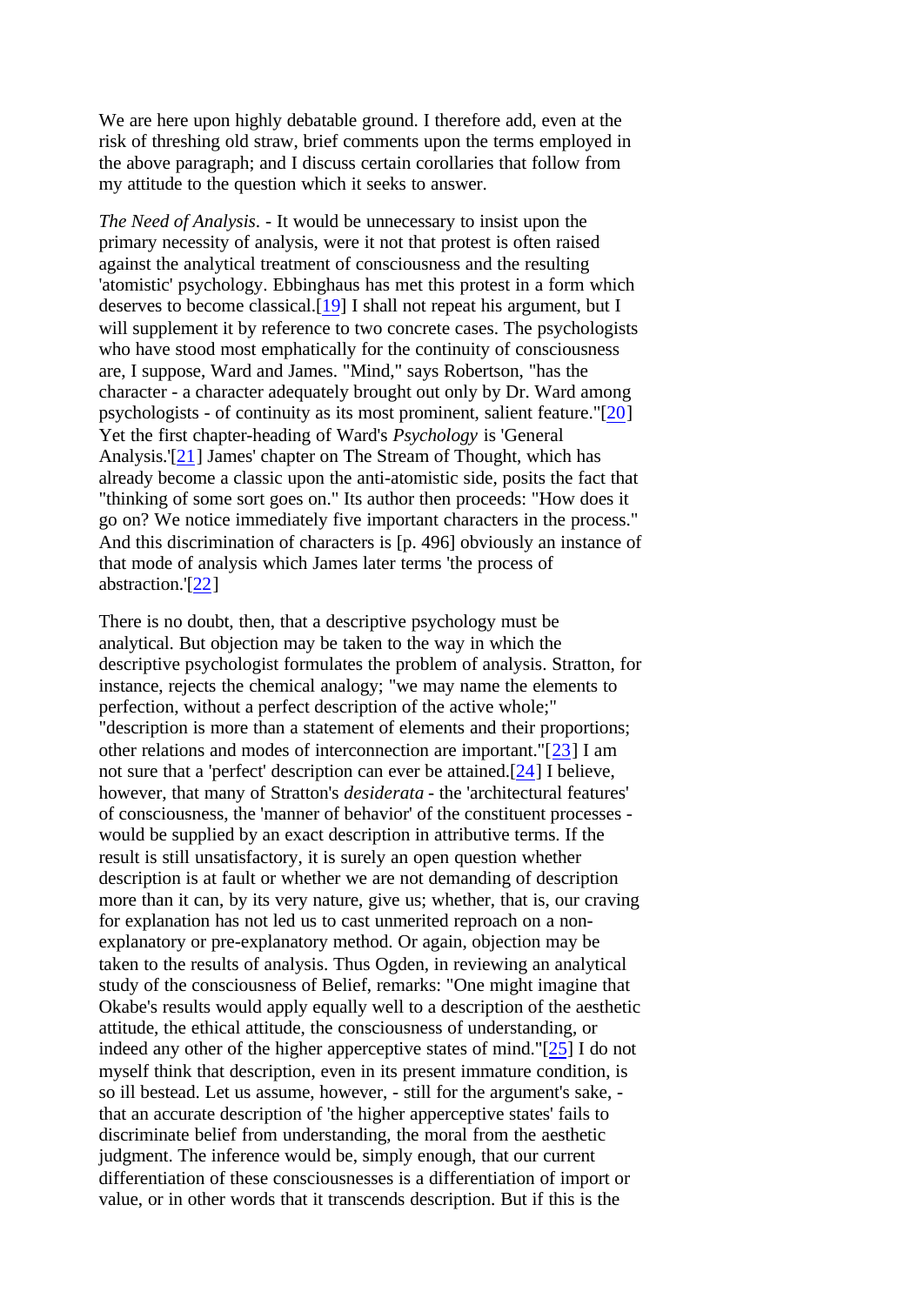We are here upon highly debatable ground. I therefore add, even at the risk of threshing old straw, brief comments upon the terms employed in the above paragraph; and I discuss certain corollaries that follow from my attitude to the question which it seeks to answer.

*The Need of Analysis*. - It would be unnecessary to insist upon the primary necessity of analysis, were it not that protest is often raised against the analytical treatment of consciousness and the resulting 'atomistic' psychology. Ebbinghaus has met this protest in a form which deserves to become classical.[19] I shall not repeat his argument, but I will supplement it by reference to two concrete cases. The psychologists who have stood most emphatically for the continuity of consciousness are, I suppose, Ward and James. "Mind," says Robertson, "has the character - a character adequately brought out only by Dr. Ward among psychologists - of continuity as its most prominent, salient feature."[20] Yet the first chapter-heading of Ward's *Psychology* is 'General Analysis.'[21] James' chapter on The Stream of Thought, which has already become a classic upon the anti-atomistic side, posits the fact that "thinking of some sort goes on." Its author then proceeds: "How does it go on? We notice immediately five important characters in the process." And this discrimination of characters is [p. 496] obviously an instance of that mode of analysis which James later terms 'the process of abstraction.'[22]

There is no doubt, then, that a descriptive psychology must be analytical. But objection may be taken to the way in which the descriptive psychologist formulates the problem of analysis. Stratton, for instance, rejects the chemical analogy; "we may name the elements to perfection, without a perfect description of the active whole;" "description is more than a statement of elements and their proportions; other relations and modes of interconnection are important."[23] I am not sure that a 'perfect' description can ever be attained.[24] I believe, however, that many of Stratton's *desiderata* - the 'architectural features' of consciousness, the 'manner of behavior' of the constituent processes - would be supplied by an exact description in attributive terms. If the result is still unsatisfactory, it is surely an open question whether description is at fault or whether we are not demanding of description more than it can, by its very nature, give us; whether, that is, our craving for explanation has not led us to cast unmerited reproach on a non-explanatory or pre-explanatory method. Or again, objection may be taken to the results of analysis. Thus Ogden, in reviewing an analytical study of the consciousness of Belief, remarks: "One might imagine that Okabe's results would apply equally well to a description of the aesthetic attitude, the ethical attitude, the consciousness of understanding, or indeed any other of the higher apperceptive states of mind."[25] I do not myself think that description, even in its present immature condition, is so ill bestead. Let us assume, however, - still for the argument's sake, - that an accurate description of 'the higher apperceptive states' fails to discriminate belief from understanding, the moral from the aesthetic judgment. The inference would be, simply enough, that our current differentiation of these consciousnesses is a differentiation of import or value, or in other words that it transcends description. But if this is the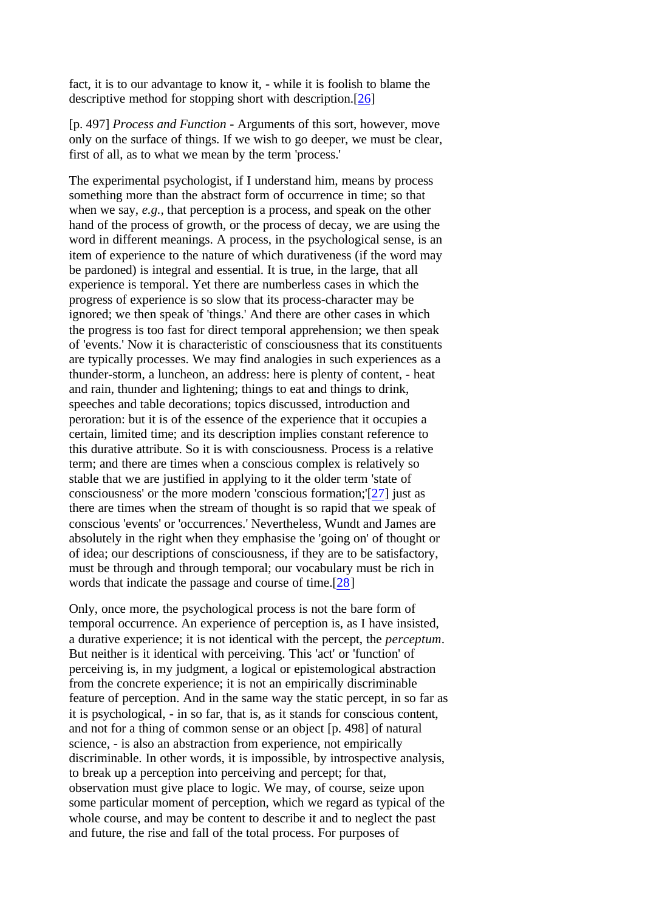fact, it is to our advantage to know it, - while it is foolish to blame the descriptive method for stopping short with description.[26]

[p. 497] *Process and Function* - Arguments of this sort, however, move only on the surface of things. If we wish to go deeper, we must be clear, first of all, as to what we mean by the term 'process.'

The experimental psychologist, if I understand him, means by process something more than the abstract form of occurrence in time; so that when we say, *e.g.*, that perception is a process, and speak on the other hand of the process of growth, or the process of decay, we are using the word in different meanings. A process, in the psychological sense, is an item of experience to the nature of which durativeness (if the word may be pardoned) is integral and essential. It is true, in the large, that all experience is temporal. Yet there are numberless cases in which the progress of experience is so slow that its process-character may be ignored; we then speak of 'things.' And there are other cases in which the progress is too fast for direct temporal apprehension; we then speak of 'events.' Now it is characteristic of consciousness that its constituents are typically processes. We may find analogies in such experiences as a thunder-storm, a luncheon, an address: here is plenty of content, - heat and rain, thunder and lightening; things to eat and things to drink, speeches and table decorations; topics discussed, introduction and peroration: but it is of the essence of the experience that it occupies a certain, limited time; and its description implies constant reference to this durative attribute. So it is with consciousness. Process is a relative term; and there are times when a conscious complex is relatively so stable that we are justified in applying to it the older term 'state of consciousness' or the more modern 'conscious formation;'[27] just as there are times when the stream of thought is so rapid that we speak of conscious 'events' or 'occurrences.' Nevertheless, Wundt and James are absolutely in the right when they emphasise the 'going on' of thought or of idea; our descriptions of consciousness, if they are to be satisfactory, must be through and through temporal; our vocabulary must be rich in words that indicate the passage and course of time.[28]

Only, once more, the psychological process is not the bare form of temporal occurrence. An experience of perception is, as I have insisted, a durative experience; it is not identical with the percept, the *perceptum*. But neither is it identical with perceiving. This 'act' or 'function' of perceiving is, in my judgment, a logical or epistemological abstraction from the concrete experience; it is not an empirically discriminable feature of perception. And in the same way the static percept, in so far as it is psychological, - in so far, that is, as it stands for conscious content, and not for a thing of common sense or an object [p. 498] of natural science, - is also an abstraction from experience, not empirically discriminable. In other words, it is impossible, by introspective analysis, to break up a perception into perceiving and percept; for that, observation must give place to logic. We may, of course, seize upon some particular moment of perception, which we regard as typical of the whole course, and may be content to describe it and to neglect the past and future, the rise and fall of the total process. For purposes of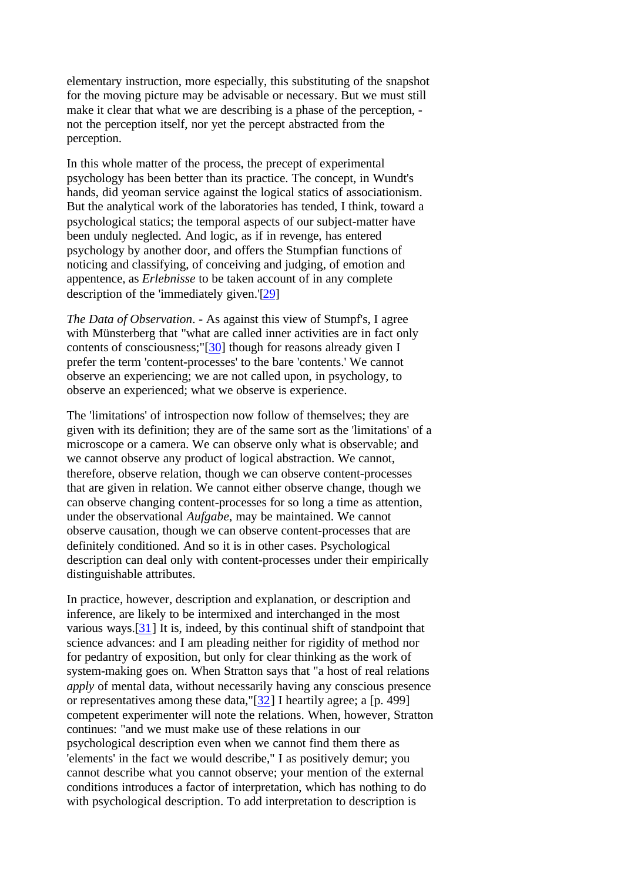elementary instruction, more especially, this substituting of the snapshot for the moving picture may be advisable or necessary. But we must still make it clear that what we are describing is a phase of the perception, - not the perception itself, nor yet the percept abstracted from the perception.

In this whole matter of the process, the precept of experimental psychology has been better than its practice. The concept, in Wundt's hands, did yeoman service against the logical statics of associationism. But the analytical work of the laboratories has tended, I think, toward a psychological statics; the temporal aspects of our subject-matter have been unduly neglected. And logic, as if in revenge, has entered psychology by another door, and offers the Stumpfian functions of noticing and classifying, of conceiving and judging, of emotion and appentence, as *Erlebnisse* to be taken account of in any complete description of the 'immediately given.'[29]

*The Data of Observation*. - As against this view of Stumpf's, I agree with Münsterberg that "what are called inner activities are in fact only contents of consciousness;"[30] though for reasons already given I prefer the term 'content-processes' to the bare 'contents.' We cannot observe an experiencing; we are not called upon, in psychology, to observe an experienced; what we observe is experience.

The 'limitations' of introspection now follow of themselves; they are given with its definition; they are of the same sort as the 'limitations' of a microscope or a camera. We can observe only what is observable; and we cannot observe any product of logical abstraction. We cannot, therefore, observe relation, though we can observe content-processes that are given in relation. We cannot either observe change, though we can observe changing content-processes for so long a time as attention, under the observational *Aufgabe*, may be maintained. We cannot observe causation, though we can observe content-processes that are definitely conditioned. And so it is in other cases. Psychological description can deal only with content-processes under their empirically distinguishable attributes.

In practice, however, description and explanation, or description and inference, are likely to be intermixed and interchanged in the most various ways.[31] It is, indeed, by this continual shift of standpoint that science advances: and I am pleading neither for rigidity of method nor for pedantry of exposition, but only for clear thinking as the work of system-making goes on. When Stratton says that "a host of real relations *apply* of mental data, without necessarily having any conscious presence or representatives among these data,"[32] I heartily agree; a [p. 499] competent experimenter will note the relations. When, however, Stratton continues: "and we must make use of these relations in our psychological description even when we cannot find them there as 'elements' in the fact we would describe," I as positively demur; you cannot describe what you cannot observe; your mention of the external conditions introduces a factor of interpretation, which has nothing to do with psychological description. To add interpretation to description is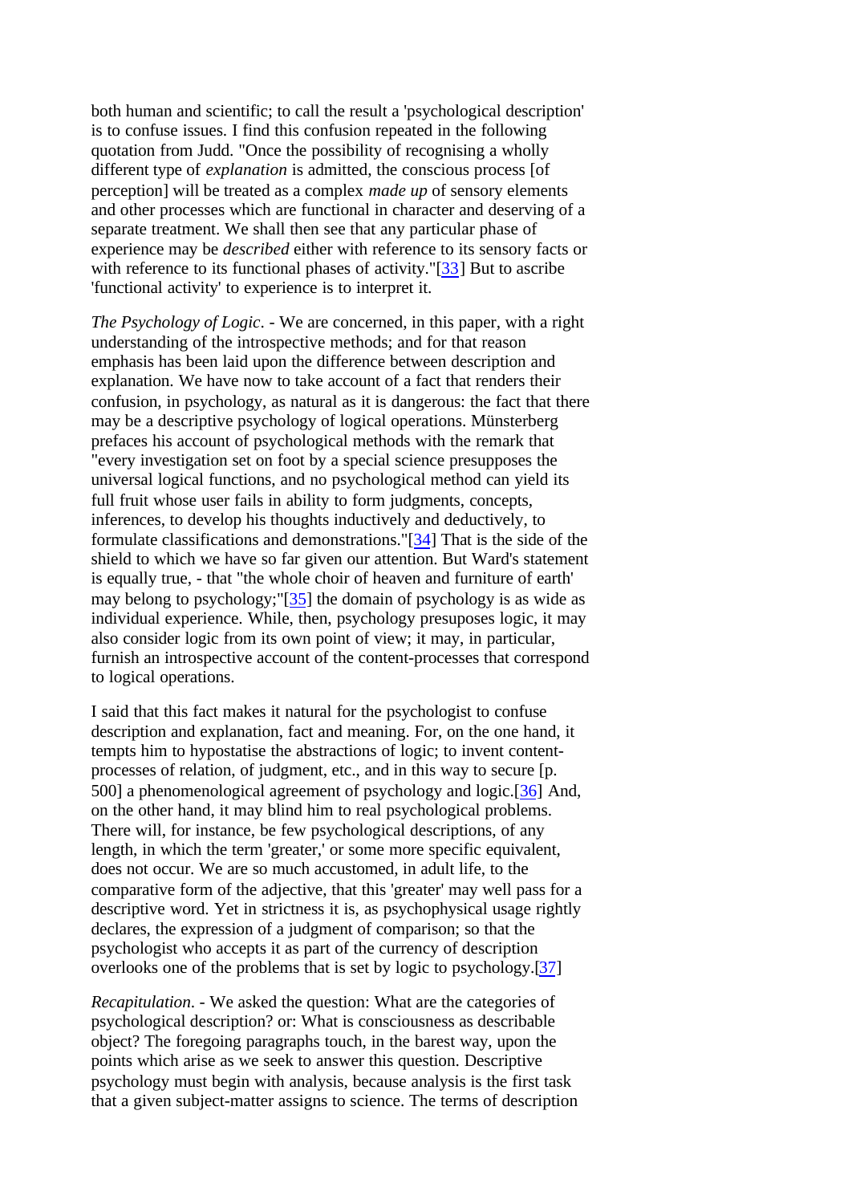both human and scientific; to call the result a 'psychological description' is to confuse issues. I find this confusion repeated in the following quotation from Judd. "Once the possibility of recognising a wholly different type of *explanation* is admitted, the conscious process [of perception] will be treated as a complex *made up* of sensory elements and other processes which are functional in character and deserving of a separate treatment. We shall then see that any particular phase of experience may be *described* either with reference to its sensory facts or with reference to its functional phases of activity."[33] But to ascribe 'functional activity' to experience is to interpret it.

*The Psychology of Logic*. - We are concerned, in this paper, with a right understanding of the introspective methods; and for that reason emphasis has been laid upon the difference between description and explanation. We have now to take account of a fact that renders their confusion, in psychology, as natural as it is dangerous: the fact that there may be a descriptive psychology of logical operations. Münsterberg prefaces his account of psychological methods with the remark that "every investigation set on foot by a special science presupposes the universal logical functions, and no psychological method can yield its full fruit whose user fails in ability to form judgments, concepts, inferences, to develop his thoughts inductively and deductively, to formulate classifications and demonstrations."[34] That is the side of the shield to which we have so far given our attention. But Ward's statement is equally true, - that "the whole choir of heaven and furniture of earth' may belong to psychology;"[35] the domain of psychology is as wide as individual experience. While, then, psychology presuposes logic, it may also consider logic from its own point of view; it may, in particular, furnish an introspective account of the content-processes that correspond to logical operations.

I said that this fact makes it natural for the psychologist to confuse description and explanation, fact and meaning. For, on the one hand, it tempts him to hypostatise the abstractions of logic; to invent content-processes of relation, of judgment, etc., and in this way to secure [p. 500] a phenomenological agreement of psychology and logic.[36] And, on the other hand, it may blind him to real psychological problems. There will, for instance, be few psychological descriptions, of any length, in which the term 'greater,' or some more specific equivalent, does not occur. We are so much accustomed, in adult life, to the comparative form of the adjective, that this 'greater' may well pass for a descriptive word. Yet in strictness it is, as psychophysical usage rightly declares, the expression of a judgment of comparison; so that the psychologist who accepts it as part of the currency of description overlooks one of the problems that is set by logic to psychology.[37]

*Recapitulation*. - We asked the question: What are the categories of psychological description? or: What is consciousness as describable object? The foregoing paragraphs touch, in the barest way, upon the points which arise as we seek to answer this question. Descriptive psychology must begin with analysis, because analysis is the first task that a given subject-matter assigns to science. The terms of description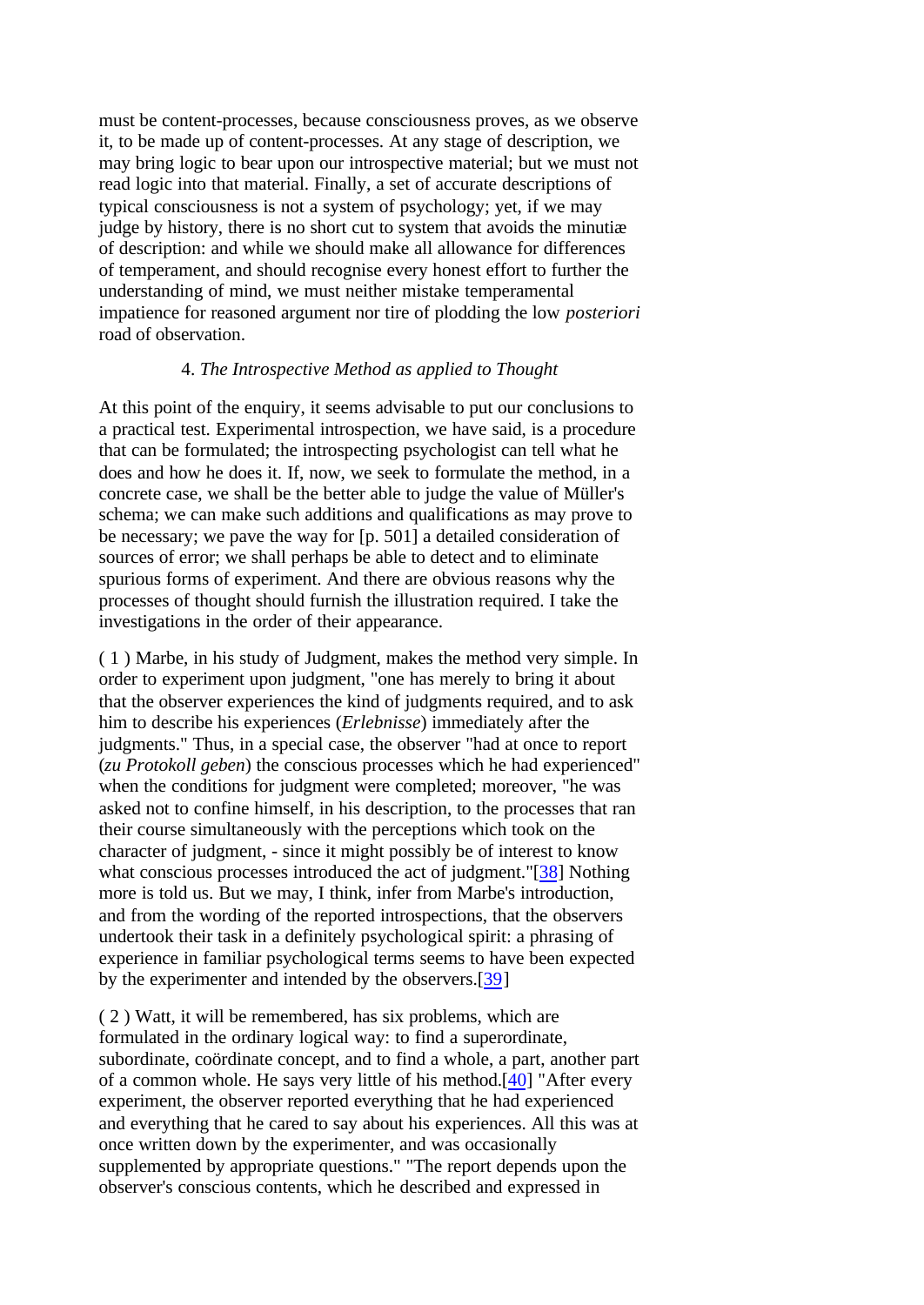must be content-processes, because consciousness proves, as we observe it, to be made up of content-processes. At any stage of description, we may bring logic to bear upon our introspective material; but we must not read logic into that material. Finally, a set of accurate descriptions of typical consciousness is not a system of psychology; yet, if we may judge by history, there is no short cut to system that avoids the minutiæ of description: and while we should make all allowance for differences of temperament, and should recognise every honest effort to further the understanding of mind, we must neither mistake temperamental impatience for reasoned argument nor tire of plodding the low *posteriori* road of observation.

### 4. *The Introspective Method as applied to Thought*

At this point of the enquiry, it seems advisable to put our conclusions to a practical test. Experimental introspection, we have said, is a procedure that can be formulated; the introspecting psychologist can tell what he does and how he does it. If, now, we seek to formulate the method, in a concrete case, we shall be the better able to judge the value of Müller's schema; we can make such additions and qualifications as may prove to be necessary; we pave the way for [p. 501] a detailed consideration of sources of error; we shall perhaps be able to detect and to eliminate spurious forms of experiment. And there are obvious reasons why the processes of thought should furnish the illustration required. I take the investigations in the order of their appearance.

( 1 ) Marbe, in his study of Judgment, makes the method very simple. In order to experiment upon judgment, "one has merely to bring it about that the observer experiences the kind of judgments required, and to ask him to describe his experiences (*Erlebnisse*) immediately after the judgments." Thus, in a special case, the observer "had at once to report (*zu Protokoll geben*) the conscious processes which he had experienced" when the conditions for judgment were completed; moreover, "he was asked not to confine himself, in his description, to the processes that ran their course simultaneously with the perceptions which took on the character of judgment, - since it might possibly be of interest to know what conscious processes introduced the act of judgment."[38] Nothing more is told us. But we may, I think, infer from Marbe's introduction, and from the wording of the reported introspections, that the observers undertook their task in a definitely psychological spirit: a phrasing of experience in familiar psychological terms seems to have been expected by the experimenter and intended by the observers.[39]

( 2 ) Watt, it will be remembered, has six problems, which are formulated in the ordinary logical way: to find a superordinate, subordinate, coördinate concept, and to find a whole, a part, another part of a common whole. He says very little of his method.[40] "After every experiment, the observer reported everything that he had experienced and everything that he cared to say about his experiences. All this was at once written down by the experimenter, and was occasionally supplemented by appropriate questions." "The report depends upon the observer's conscious contents, which he described and expressed in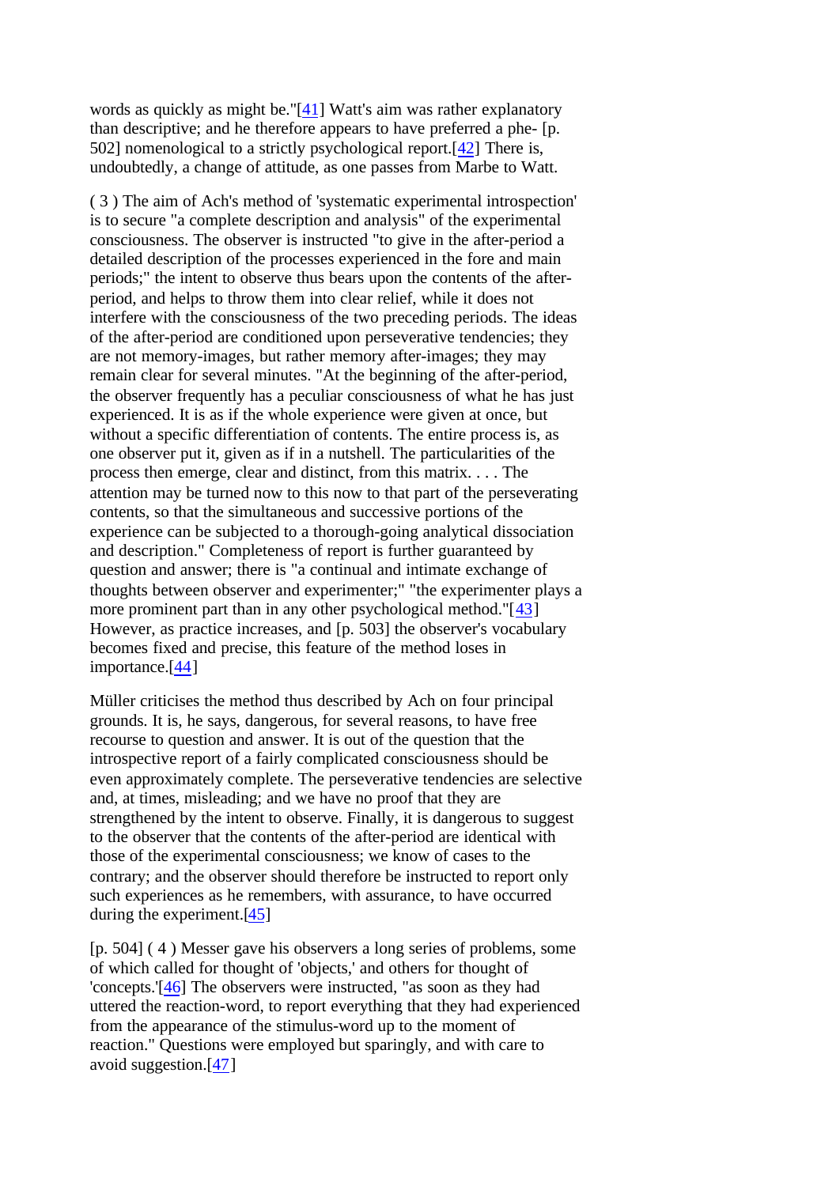words as quickly as might be."[41] Watt's aim was rather explanatory than descriptive; and he therefore appears to have preferred a phe- [p. 502] nomenological to a strictly psychological report.[42] There is, undoubtedly, a change of attitude, as one passes from Marbe to Watt.

( 3 ) The aim of Ach's method of 'systematic experimental introspection' is to secure "a complete description and analysis" of the experimental consciousness. The observer is instructed "to give in the after-period a detailed description of the processes experienced in the fore and main periods;" the intent to observe thus bears upon the contents of the after-period, and helps to throw them into clear relief, while it does not interfere with the consciousness of the two preceding periods. The ideas of the after-period are conditioned upon perseverative tendencies; they are not memory-images, but rather memory after-images; they may remain clear for several minutes. "At the beginning of the after-period, the observer frequently has a peculiar consciousness of what he has just experienced. It is as if the whole experience were given at once, but without a specific differentiation of contents. The entire process is, as one observer put it, given as if in a nutshell. The particularities of the process then emerge, clear and distinct, from this matrix. . . . The attention may be turned now to this now to that part of the perseverating contents, so that the simultaneous and successive portions of the experience can be subjected to a thorough-going analytical dissociation and description." Completeness of report is further guaranteed by question and answer; there is "a continual and intimate exchange of thoughts between observer and experimenter;" "the experimenter plays a more prominent part than in any other psychological method."[43] However, as practice increases, and [p. 503] the observer's vocabulary becomes fixed and precise, this feature of the method loses in importance.[44]

Müller criticises the method thus described by Ach on four principal grounds. It is, he says, dangerous, for several reasons, to have free recourse to question and answer. It is out of the question that the introspective report of a fairly complicated consciousness should be even approximately complete. The perseverative tendencies are selective and, at times, misleading; and we have no proof that they are strengthened by the intent to observe. Finally, it is dangerous to suggest to the observer that the contents of the after-period are identical with those of the experimental consciousness; we know of cases to the contrary; and the observer should therefore be instructed to report only such experiences as he remembers, with assurance, to have occurred during the experiment.[45]

[p. 504] ( 4 ) Messer gave his observers a long series of problems, some of which called for thought of 'objects,' and others for thought of 'concepts.'[46] The observers were instructed, "as soon as they had uttered the reaction-word, to report everything that they had experienced from the appearance of the stimulus-word up to the moment of reaction." Questions were employed but sparingly, and with care to avoid suggestion.[47]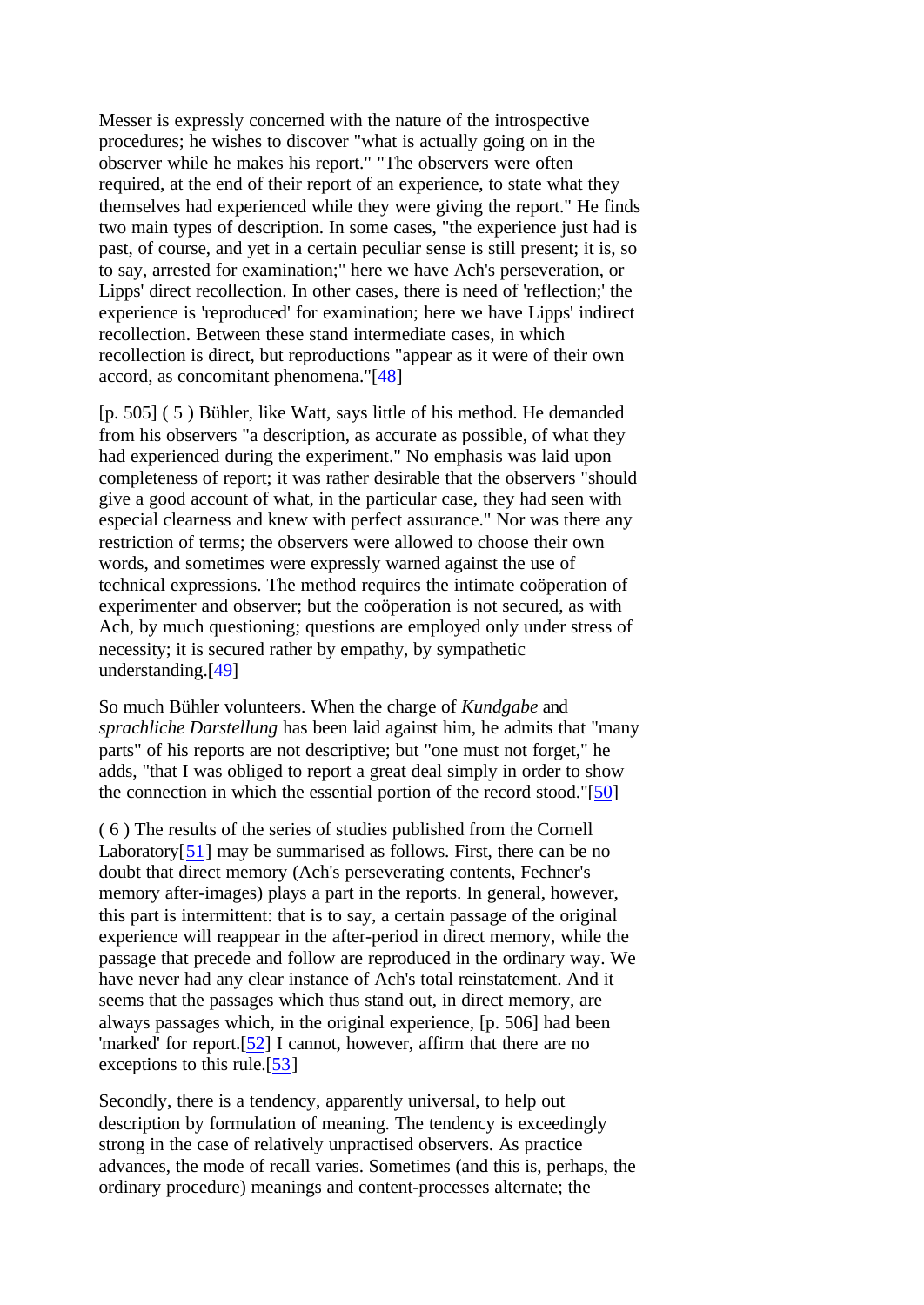Messer is expressly concerned with the nature of the introspective procedures; he wishes to discover "what is actually going on in the observer while he makes his report." "The observers were often required, at the end of their report of an experience, to state what they themselves had experienced while they were giving the report." He finds two main types of description. In some cases, "the experience just had is past, of course, and yet in a certain peculiar sense is still present; it is, so to say, arrested for examination;" here we have Ach's perseveration, or Lipps' direct recollection. In other cases, there is need of 'reflection;' the experience is 'reproduced' for examination; here we have Lipps' indirect recollection. Between these stand intermediate cases, in which recollection is direct, but reproductions "appear as it were of their own accord, as concomitant phenomena."[48]

[p. 505] ( 5 ) Bühler, like Watt, says little of his method. He demanded from his observers "a description, as accurate as possible, of what they had experienced during the experiment." No emphasis was laid upon completeness of report; it was rather desirable that the observers "should give a good account of what, in the particular case, they had seen with especial clearness and knew with perfect assurance." Nor was there any restriction of terms; the observers were allowed to choose their own words, and sometimes were expressly warned against the use of technical expressions. The method requires the intimate coöperation of experimenter and observer; but the coöperation is not secured, as with Ach, by much questioning; questions are employed only under stress of necessity; it is secured rather by empathy, by sympathetic understanding.[49]

So much Bühler volunteers. When the charge of *Kundgabe* and *sprachliche Darstellung* has been laid against him, he admits that "many parts" of his reports are not descriptive; but "one must not forget," he adds, "that I was obliged to report a great deal simply in order to show the connection in which the essential portion of the record stood."[50]

( 6 ) The results of the series of studies published from the Cornell Laboratory[51] may be summarised as follows. First, there can be no doubt that direct memory (Ach's perseverating contents, Fechner's memory after-images) plays a part in the reports. In general, however, this part is intermittent: that is to say, a certain passage of the original experience will reappear in the after-period in direct memory, while the passage that precede and follow are reproduced in the ordinary way. We have never had any clear instance of Ach's total reinstatement. And it seems that the passages which thus stand out, in direct memory, are always passages which, in the original experience, [p. 506] had been 'marked' for report.[52] I cannot, however, affirm that there are no exceptions to this rule.[53]

Secondly, there is a tendency, apparently universal, to help out description by formulation of meaning. The tendency is exceedingly strong in the case of relatively unpractised observers. As practice advances, the mode of recall varies. Sometimes (and this is, perhaps, the ordinary procedure) meanings and content-processes alternate; the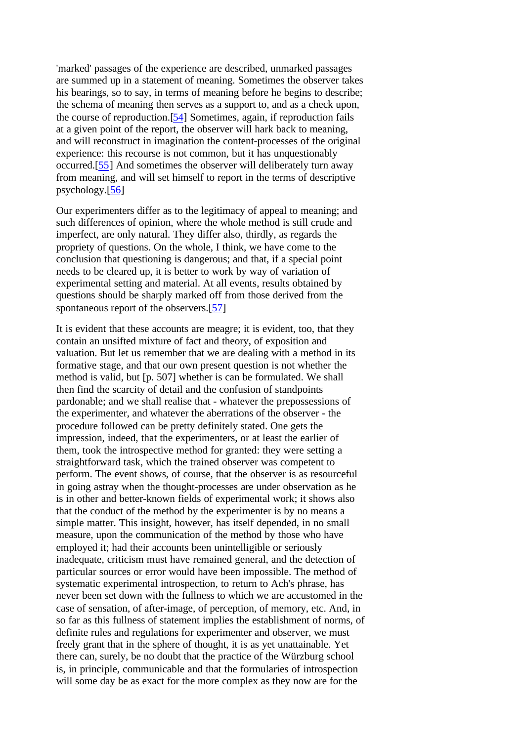'marked' passages of the experience are described, unmarked passages are summed up in a statement of meaning. Sometimes the observer takes his bearings, so to say, in terms of meaning before he begins to describe; the schema of meaning then serves as a support to, and as a check upon, the course of reproduction.[54] Sometimes, again, if reproduction fails at a given point of the report, the observer will hark back to meaning, and will reconstruct in imagination the content-processes of the original experience: this recourse is not common, but it has unquestionably occurred.[55] And sometimes the observer will deliberately turn away from meaning, and will set himself to report in the terms of descriptive psychology.[56]

Our experimenters differ as to the legitimacy of appeal to meaning; and such differences of opinion, where the whole method is still crude and imperfect, are only natural. They differ also, thirdly, as regards the propriety of questions. On the whole, I think, we have come to the conclusion that questioning is dangerous; and that, if a special point needs to be cleared up, it is better to work by way of variation of experimental setting and material. At all events, results obtained by questions should be sharply marked off from those derived from the spontaneous report of the observers.[57]

It is evident that these accounts are meagre; it is evident, too, that they contain an unsifted mixture of fact and theory, of exposition and valuation. But let us remember that we are dealing with a method in its formative stage, and that our own present question is not whether the method is valid, but [p. 507] whether is can be formulated. We shall then find the scarcity of detail and the confusion of standpoints pardonable; and we shall realise that - whatever the prepossessions of the experimenter, and whatever the aberrations of the observer - the procedure followed can be pretty definitely stated. One gets the impression, indeed, that the experimenters, or at least the earlier of them, took the introspective method for granted: they were setting a straightforward task, which the trained observer was competent to perform. The event shows, of course, that the observer is as resourceful in going astray when the thought-processes are under observation as he is in other and better-known fields of experimental work; it shows also that the conduct of the method by the experimenter is by no means a simple matter. This insight, however, has itself depended, in no small measure, upon the communication of the method by those who have employed it; had their accounts been unintelligible or seriously inadequate, criticism must have remained general, and the detection of particular sources or error would have been impossible. The method of systematic experimental introspection, to return to Ach's phrase, has never been set down with the fullness to which we are accustomed in the case of sensation, of after-image, of perception, of memory, etc. And, in so far as this fullness of statement implies the establishment of norms, of definite rules and regulations for experimenter and observer, we must freely grant that in the sphere of thought, it is as yet unattainable. Yet there can, surely, be no doubt that the practice of the Würzburg school is, in principle, communicable and that the formularies of introspection will some day be as exact for the more complex as they now are for the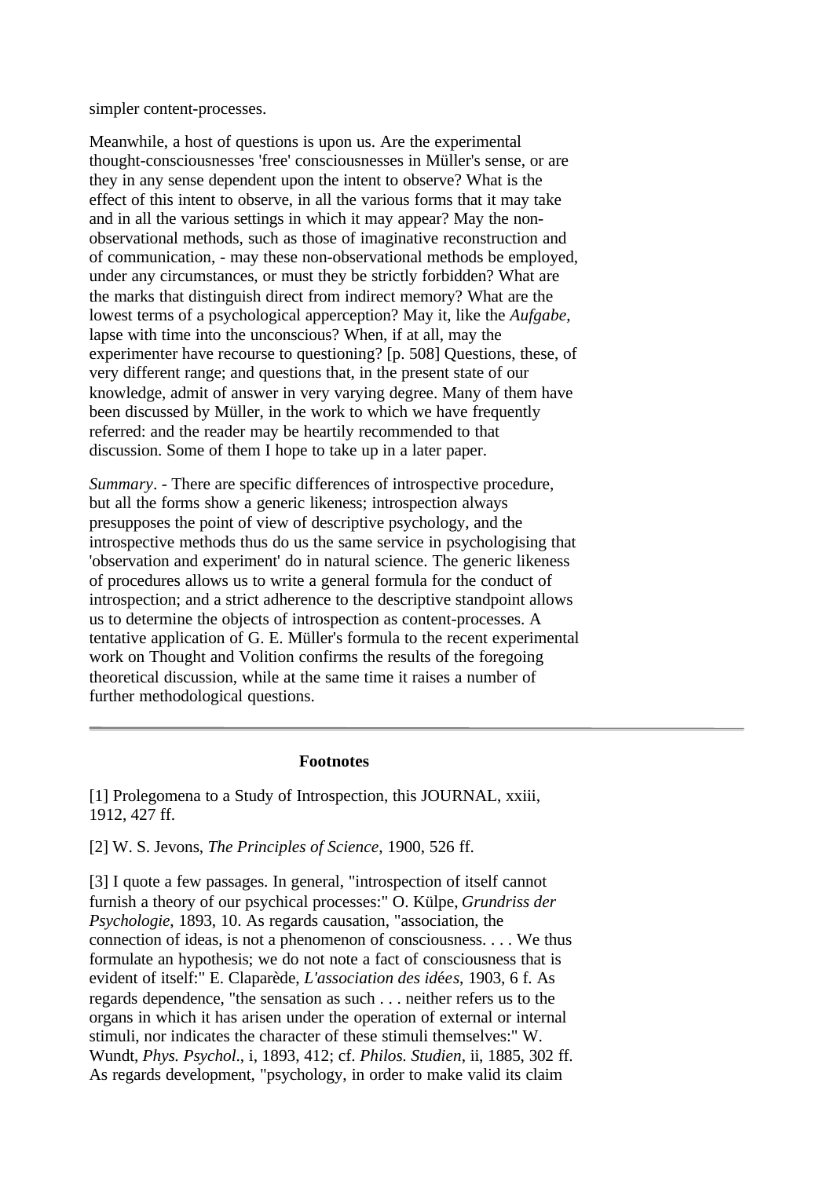simpler content-processes.

Meanwhile, a host of questions is upon us. Are the experimental thought-consciousnesses 'free' consciousnesses in Müller's sense, or are they in any sense dependent upon the intent to observe? What is the effect of this intent to observe, in all the various forms that it may take and in all the various settings in which it may appear? May the non-observational methods, such as those of imaginative reconstruction and of communication, - may these non-observational methods be employed, under any circumstances, or must they be strictly forbidden? What are the marks that distinguish direct from indirect memory? What are the lowest terms of a psychological apperception? May it, like the *Aufgabe*, lapse with time into the unconscious? When, if at all, may the experimenter have recourse to questioning? [p. 508] Questions, these, of very different range; and questions that, in the present state of our knowledge, admit of answer in very varying degree. Many of them have been discussed by Müller, in the work to which we have frequently referred: and the reader may be heartily recommended to that discussion. Some of them I hope to take up in a later paper.

*Summary*. - There are specific differences of introspective procedure, but all the forms show a generic likeness; introspection always presupposes the point of view of descriptive psychology, and the introspective methods thus do us the same service in psychologising that 'observation and experiment' do in natural science. The generic likeness of procedures allows us to write a general formula for the conduct of introspection; and a strict adherence to the descriptive standpoint allows us to determine the objects of introspection as content-processes. A tentative application of G. E. Müller's formula to the recent experimental work on Thought and Volition confirms the results of the foregoing theoretical discussion, while at the same time it raises a number of further methodological questions.

---

**Footnotes**

[1] Prolegomena to a Study of Introspection, this JOURNAL, xxiii, 1912, 427 ff.

[2] W. S. Jevons, *The Principles of Science*, 1900, 526 ff.

[3] I quote a few passages. In general, "introspection of itself cannot furnish a theory of our psychical processes:" O. Külpe, *Grundriss der Psychologie*, 1893, 10. As regards causation, "association, the connection of ideas, is not a phenomenon of consciousness. . . . We thus formulate an hypothesis; we do not note a fact of consciousness that is evident of itself:" E. Claparède, *L'association des idées*, 1903, 6 f. As regards dependence, "the sensation as such . . . neither refers us to the organs in which it has arisen under the operation of external or internal stimuli, nor indicates the character of these stimuli themselves:" W. Wundt, *Phys. Psychol*., i, 1893, 412; cf. *Philos. Studien*, ii, 1885, 302 ff. As regards development, "psychology, in order to make valid its claim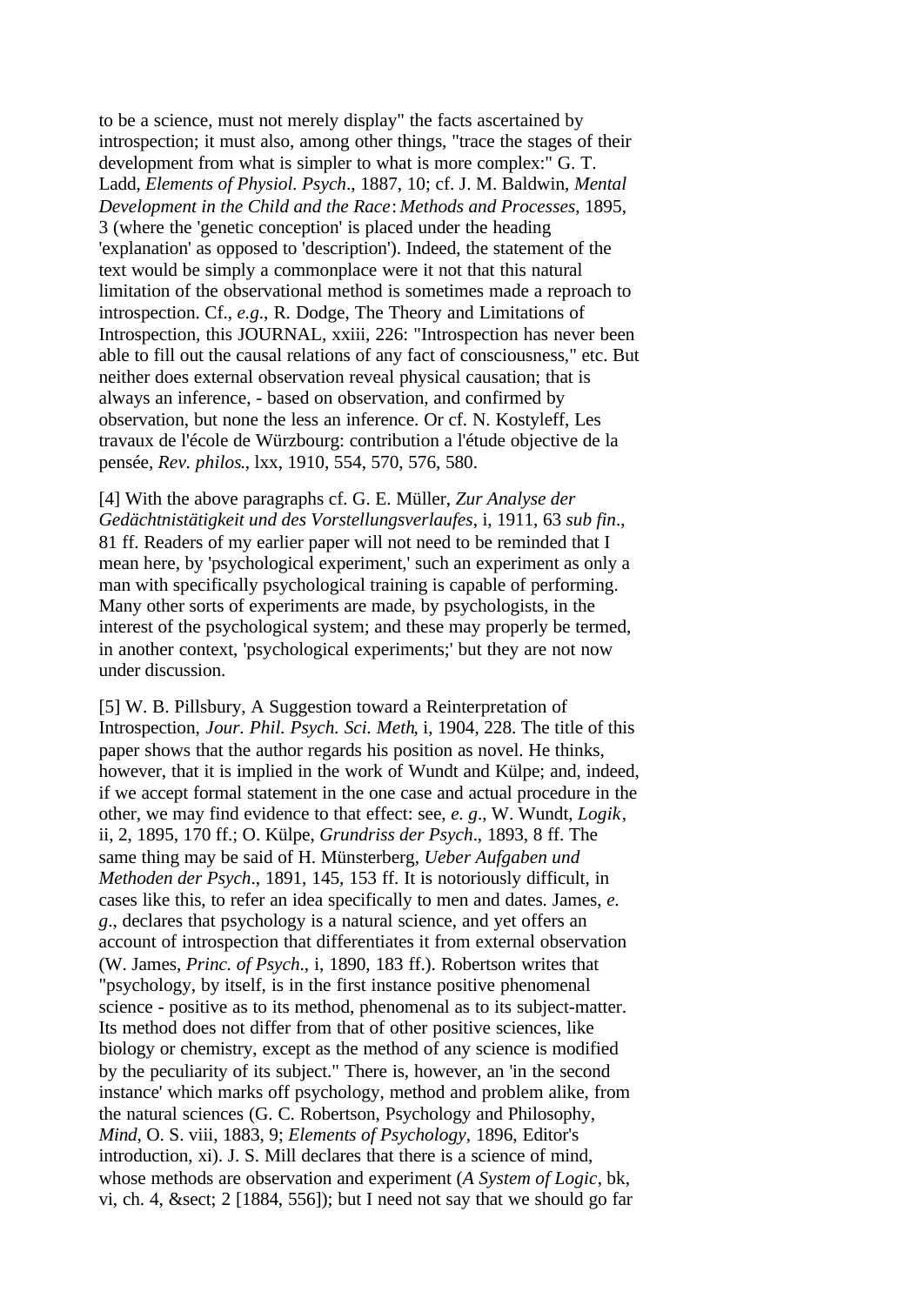to be a science, must not merely display" the facts ascertained by introspection; it must also, among other things, "trace the stages of their development from what is simpler to what is more complex:" G. T. Ladd, *Elements of Physiol. Psych*., 1887, 10; cf. J. M. Baldwin, *Mental Development in the Child and the Race*: *Methods and Processes*, 1895, 3 (where the 'genetic conception' is placed under the heading 'explanation' as opposed to 'description'). Indeed, the statement of the text would be simply a commonplace were it not that this natural limitation of the observational method is sometimes made a reproach to introspection. Cf., *e.g*., R. Dodge, The Theory and Limitations of Introspection, this JOURNAL, xxiii, 226: "Introspection has never been able to fill out the causal relations of any fact of consciousness," etc. But neither does external observation reveal physical causation; that is always an inference, - based on observation, and confirmed by observation, but none the less an inference. Or cf. N. Kostyleff, Les travaux de l'école de Würzbourg: contribution a l'étude objective de la pensée, *Rev. philos*., lxx, 1910, 554, 570, 576, 580.

[4] With the above paragraphs cf. G. E. Müller, *Zur Analyse der Gedächtnistätigkeit und des Vorstellungsverlaufes*, i, 1911, 63 *sub fin*., 81 ff. Readers of my earlier paper will not need to be reminded that I mean here, by 'psychological experiment,' such an experiment as only a man with specifically psychological training is capable of performing. Many other sorts of experiments are made, by psychologists, in the interest of the psychological system; and these may properly be termed, in another context, 'psychological experiments;' but they are not now under discussion.

[5] W. B. Pillsbury, A Suggestion toward a Reinterpretation of Introspection, *Jour. Phil. Psych. Sci. Meth*, i, 1904, 228. The title of this paper shows that the author regards his position as novel. He thinks, however, that it is implied in the work of Wundt and Külpe; and, indeed, if we accept formal statement in the one case and actual procedure in the other, we may find evidence to that effect: see, *e. g*., W. Wundt, *Logik*, ii, 2, 1895, 170 ff.; O. Külpe, *Grundriss der Psych*., 1893, 8 ff. The same thing may be said of H. Münsterberg, *Ueber Aufgaben und Methoden der Psych*., 1891, 145, 153 ff. It is notoriously difficult, in cases like this, to refer an idea specifically to men and dates. James, *e. g*., declares that psychology is a natural science, and yet offers an account of introspection that differentiates it from external observation (W. James, *Princ. of Psych*., i, 1890, 183 ff.). Robertson writes that "psychology, by itself, is in the first instance positive phenomenal science - positive as to its method, phenomenal as to its subject-matter. Its method does not differ from that of other positive sciences, like biology or chemistry, except as the method of any science is modified by the peculiarity of its subject." There is, however, an 'in the second instance' which marks off psychology, method and problem alike, from the natural sciences (G. C. Robertson, Psychology and Philosophy, *Mind*, O. S. viii, 1883, 9; *Elements of Psychology*, 1896, Editor's introduction, xi). J. S. Mill declares that there is a science of mind, whose methods are observation and experiment (*A System of Logic*, bk, vi, ch. 4, &sect; 2 [1884, 556]); but I need not say that we should go far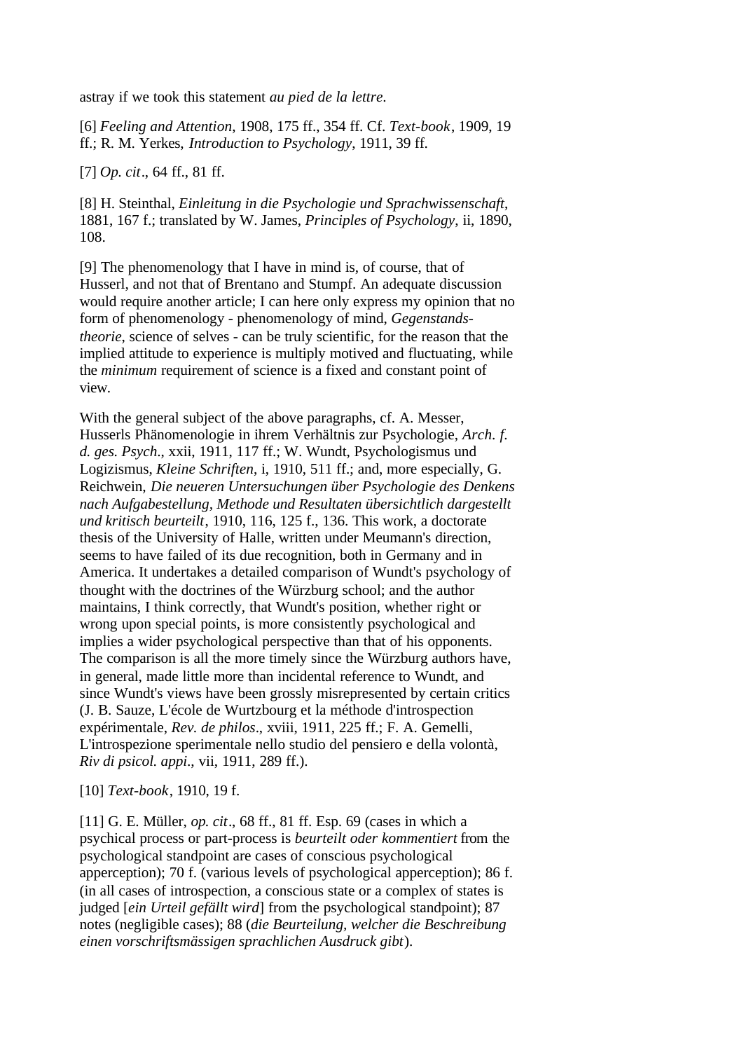astray if we took this statement *au pied de la lettre*.

[6] *Feeling and Attention*, 1908, 175 ff., 354 ff. Cf. *Text-book*, 1909, 19 ff.; R. M. Yerkes, *Introduction to Psychology*, 1911, 39 ff.

[7] *Op. cit*., 64 ff., 81 ff.

[8] H. Steinthal, *Einleitung in die Psychologie und Sprachwissenschaft*, 1881, 167 f.; translated by W. James, *Principles of Psychology*, ii, 1890, 108.

[9] The phenomenology that I have in mind is, of course, that of Husserl, and not that of Brentano and Stumpf. An adequate discussion would require another article; I can here only express my opinion that no form of phenomenology - phenomenology of mind, *Gegenstands-theorie*, science of selves - can be truly scientific, for the reason that the implied attitude to experience is multiply motived and fluctuating, while the *minimum* requirement of science is a fixed and constant point of view.

With the general subject of the above paragraphs, cf. A. Messer, Husserls Phänomenologie in ihrem Verhältnis zur Psychologie, *Arch. f. d. ges. Psych*., xxii, 1911, 117 ff.; W. Wundt, Psychologismus und Logizismus, *Kleine Schriften*, i, 1910, 511 ff.; and, more especially, G. Reichwein, *Die neueren Untersuchungen über Psychologie des Denkens nach Aufgabestellung, Methode und Resultaten übersichtlich dargestellt und kritisch beurteilt*, 1910, 116, 125 f., 136. This work, a doctorate thesis of the University of Halle, written under Meumann's direction, seems to have failed of its due recognition, both in Germany and in America. It undertakes a detailed comparison of Wundt's psychology of thought with the doctrines of the Würzburg school; and the author maintains, I think correctly, that Wundt's position, whether right or wrong upon special points, is more consistently psychological and implies a wider psychological perspective than that of his opponents. The comparison is all the more timely since the Würzburg authors have, in general, made little more than incidental reference to Wundt, and since Wundt's views have been grossly misrepresented by certain critics (J. B. Sauze, L'école de Wurtzbourg et la méthode d'introspection expérimentale, *Rev. de philos*., xviii, 1911, 225 ff.; F. A. Gemelli, L'introspezione sperimentale nello studio del pensiero e della volontà, *Riv di psicol. appi*., vii, 1911, 289 ff.).

[10] *Text-book*, 1910, 19 f.

[11] G. E. Müller, *op. cit*., 68 ff., 81 ff. Esp. 69 (cases in which a psychical process or part-process is *beurteilt oder kommentiert* from the psychological standpoint are cases of conscious psychological apperception); 70 f. (various levels of psychological apperception); 86 f. (in all cases of introspection, a conscious state or a complex of states is judged [*ein Urteil gefällt wird*] from the psychological standpoint); 87 notes (negligible cases); 88 (*die Beurteilung, welcher die Beschreibung einen vorschriftsmässigen sprachlichen Ausdruck gibt*).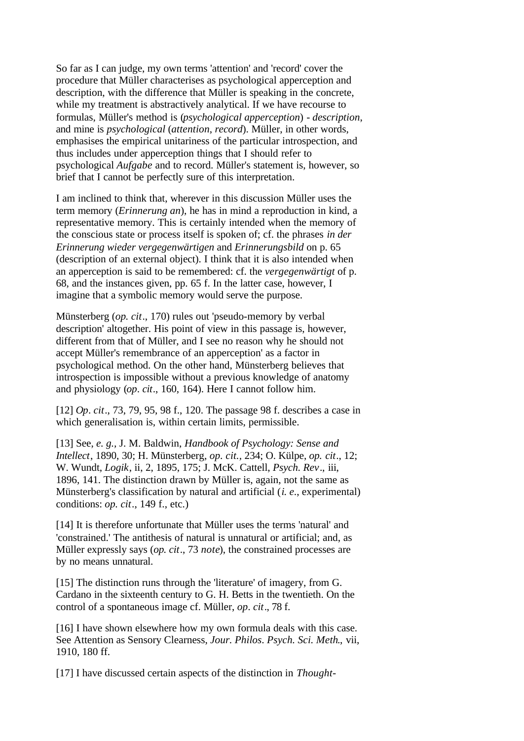So far as I can judge, my own terms 'attention' and 'record' cover the procedure that Müller characterises as psychological apperception and description, with the difference that Müller is speaking in the concrete, while my treatment is abstractively analytical. If we have recourse to formulas, Müller's method is (*psychological apperception*) - *description*, and mine is *psychological* (*attention*, *record*). Müller, in other words, emphasises the empirical unitariness of the particular introspection, and thus includes under apperception things that I should refer to psychological *Aufgabe* and to record. Müller's statement is, however, so brief that I cannot be perfectly sure of this interpretation.

I am inclined to think that, wherever in this discussion Müller uses the term memory (*Erinnerung an*), he has in mind a reproduction in kind, a representative memory. This is certainly intended when the memory of the conscious state or process itself is spoken of; cf. the phrases *in der Erinnerung wieder vergegenwärtigen* and *Erinnerungsbild* on p. 65 (description of an external object). I think that it is also intended when an apperception is said to be remembered: cf. the *vergegenwärtigt* of p. 68, and the instances given, pp. 65 f. In the latter case, however, I imagine that a symbolic memory would serve the purpose.

Münsterberg (*op. cit*., 170) rules out 'pseudo-memory by verbal description' altogether. His point of view in this passage is, however, different from that of Müller, and I see no reason why he should not accept Müller's remembrance of an apperception' as a factor in psychological method. On the other hand, Münsterberg believes that introspection is impossible without a previous knowledge of anatomy and physiology (*op. cit*., 160, 164). Here I cannot follow him.

[12] *Op. cit*., 73, 79, 95, 98 f., 120. The passage 98 f. describes a case in which generalisation is, within certain limits, permissible.

[13] See, *e. g.*, J. M. Baldwin, *Handbook of Psychology: Sense and Intellect*, 1890, 30; H. Münsterberg, *op. cit.*, 234; O. Külpe, *op. cit*., 12; W. Wundt, *Logik*, ii, 2, 1895, 175; J. McK. Cattell, *Psych. Rev*., iii, 1896, 141. The distinction drawn by Müller is, again, not the same as Münsterberg's classification by natural and artificial (*i. e.*, experimental) conditions: *op. cit*., 149 f., etc.)

[14] It is therefore unfortunate that Müller uses the terms 'natural' and 'constrained.' The antithesis of natural is unnatural or artificial; and, as Müller expressly says (*op. cit*., 73 *note*), the constrained processes are by no means unnatural.

[15] The distinction runs through the 'literature' of imagery, from G. Cardano in the sixteenth century to G. H. Betts in the twentieth. On the control of a spontaneous image cf. Müller, *op. cit*., 78 f.

[16] I have shown elsewhere how my own formula deals with this case. See Attention as Sensory Clearness, *Jour. Philos. Psych. Sci. Meth.*, vii, 1910, 180 ff.

[17] I have discussed certain aspects of the distinction in *Thought-*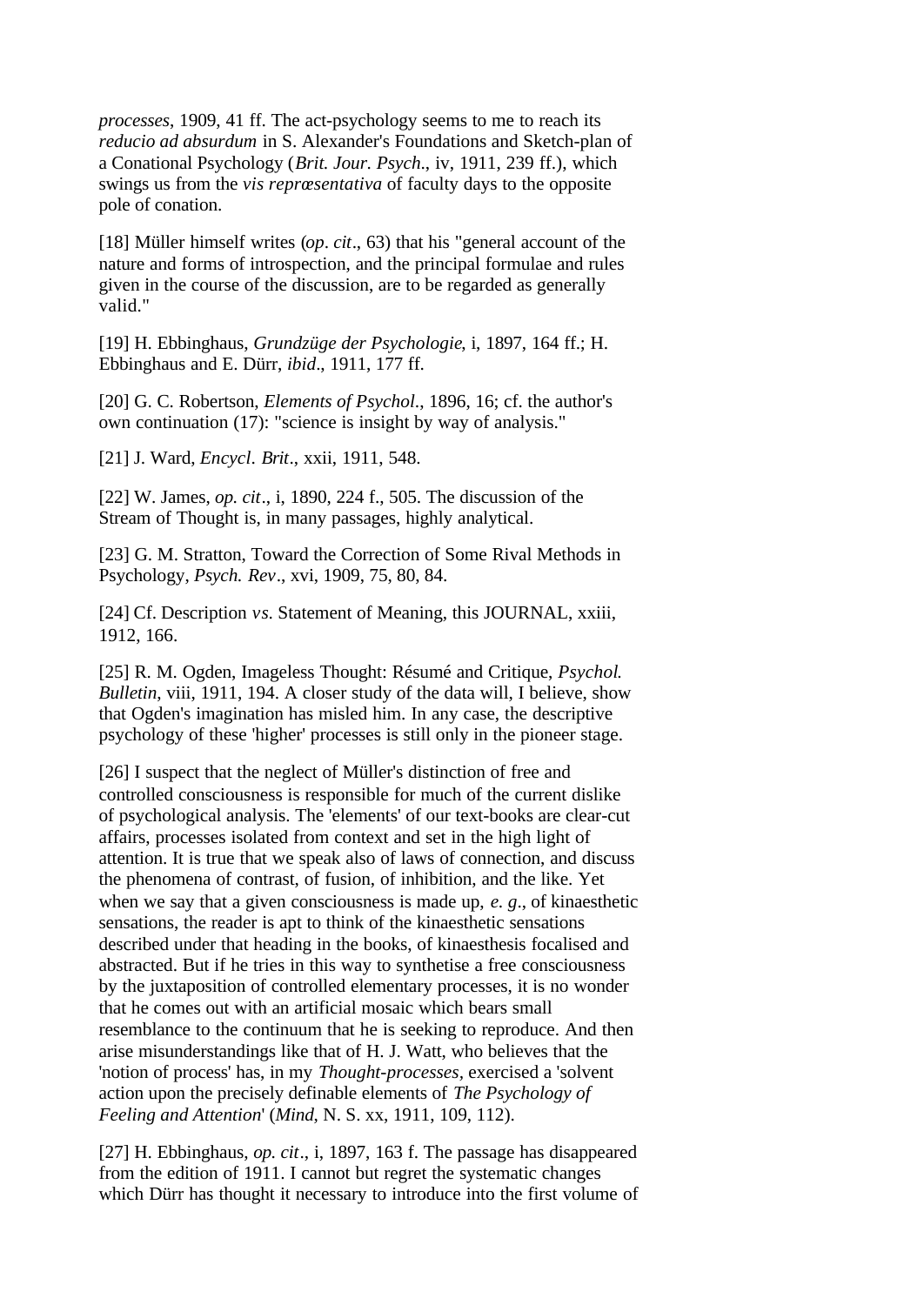*processes*, 1909, 41 ff. The act-psychology seems to me to reach its *reducio ad absurdum* in S. Alexander's Foundations and Sketch-plan of a Conational Psychology (*Brit. Jour. Psych*., iv, 1911, 239 ff.), which swings us from the *vis repræsentativa* of faculty days to the opposite pole of conation.

[18] Müller himself writes (*op. cit*., 63) that his "general account of the nature and forms of introspection, and the principal formulae and rules given in the course of the discussion, are to be regarded as generally valid."

[19] H. Ebbinghaus, *Grundzüge der Psychologie*, i, 1897, 164 ff.; H. Ebbinghaus and E. Dürr, *ibid*., 1911, 177 ff.

[20] G. C. Robertson, *Elements of Psychol*., 1896, 16; cf. the author's own continuation (17): "science is insight by way of analysis."

[21] J. Ward, *Encycl. Brit*., xxii, 1911, 548.

[22] W. James, *op. cit*., i, 1890, 224 f., 505. The discussion of the Stream of Thought is, in many passages, highly analytical.

[23] G. M. Stratton, Toward the Correction of Some Rival Methods in Psychology, *Psych. Rev*., xvi, 1909, 75, 80, 84.

[24] Cf. Description *vs*. Statement of Meaning, this JOURNAL, xxiii, 1912, 166.

[25] R. M. Ogden, Imageless Thought: Résumé and Critique, *Psychol. Bulletin*, viii, 1911, 194. A closer study of the data will, I believe, show that Ogden's imagination has misled him. In any case, the descriptive psychology of these 'higher' processes is still only in the pioneer stage.

[26] I suspect that the neglect of Müller's distinction of free and controlled consciousness is responsible for much of the current dislike of psychological analysis. The 'elements' of our text-books are clear-cut affairs, processes isolated from context and set in the high light of attention. It is true that we speak also of laws of connection, and discuss the phenomena of contrast, of fusion, of inhibition, and the like. Yet when we say that a given consciousness is made up, *e. g*., of kinaesthetic sensations, the reader is apt to think of the kinaesthetic sensations described under that heading in the books, of kinaesthesis focalised and abstracted. But if he tries in this way to synthetise a free consciousness by the juxtaposition of controlled elementary processes, it is no wonder that he comes out with an artificial mosaic which bears small resemblance to the continuum that he is seeking to reproduce. And then arise misunderstandings like that of H. J. Watt, who believes that the 'notion of process' has, in my *Thought-processes*, exercised a 'solvent action upon the precisely definable elements of *The Psychology of Feeling and Attention*' (*Mind*, N. S. xx, 1911, 109, 112).

[27] H. Ebbinghaus, *op. cit*., i, 1897, 163 f. The passage has disappeared from the edition of 1911. I cannot but regret the systematic changes which Dürr has thought it necessary to introduce into the first volume of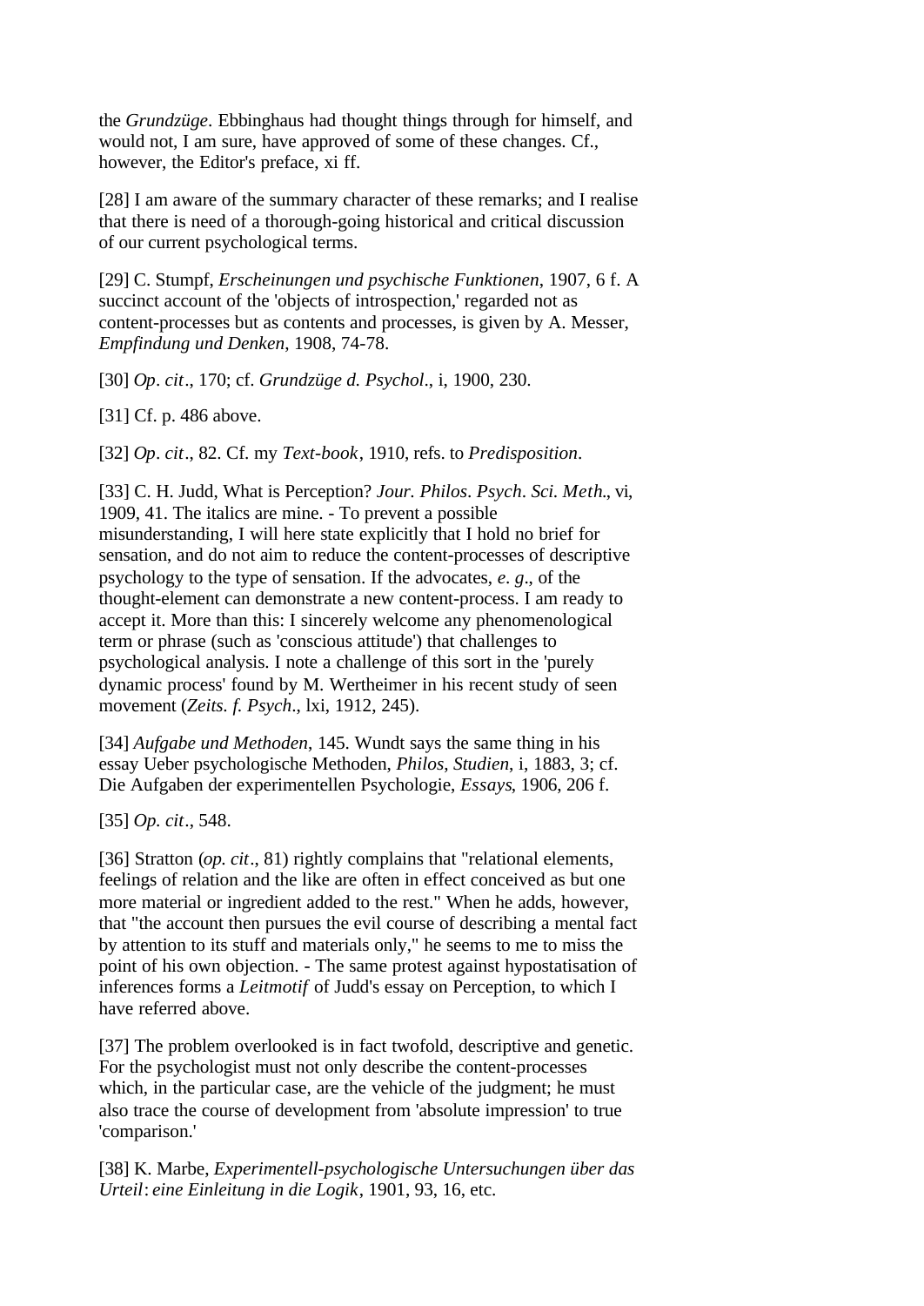the *Grundzüge*. Ebbinghaus had thought things through for himself, and would not, I am sure, have approved of some of these changes. Cf., however, the Editor's preface, xi ff.

[28] I am aware of the summary character of these remarks; and I realise that there is need of a thorough-going historical and critical discussion of our current psychological terms.

[29] C. Stumpf, *Erscheinungen und psychische Funktionen*, 1907, 6 f. A succinct account of the 'objects of introspection,' regarded not as content-processes but as contents and processes, is given by A. Messer, *Empfindung und Denken*, 1908, 74-78.

[30] *Op. cit.*, 170; cf. *Grundzüge d. Psychol.*, i, 1900, 230.

[31] Cf. p. 486 above.

[32] *Op. cit.*, 82. Cf. my *Text-book*, 1910, refs. to *Predisposition*.

[33] C. H. Judd, What is Perception? *Jour. Philos. Psych. Sci. Meth.*, vi, 1909, 41. The italics are mine. - To prevent a possible misunderstanding, I will here state explicitly that I hold no brief for sensation, and do not aim to reduce the content-processes of descriptive psychology to the type of sensation. If the advocates, *e. g.*, of the thought-element can demonstrate a new content-process. I am ready to accept it. More than this: I sincerely welcome any phenomenological term or phrase (such as 'conscious attitude') that challenges to psychological analysis. I note a challenge of this sort in the 'purely dynamic process' found by M. Wertheimer in his recent study of seen movement (*Zeits. f. Psych.*, lxi, 1912, 245).

[34] *Aufgabe und Methoden*, 145. Wundt says the same thing in his essay Ueber psychologische Methoden, *Philos, Studien*, i, 1883, 3; cf. Die Aufgaben der experimentellen Psychologie, *Essays*, 1906, 206 f.

[35] *Op. cit.*, 548.

[36] Stratton (*op. cit.*, 81) rightly complains that "relational elements, feelings of relation and the like are often in effect conceived as but one more material or ingredient added to the rest." When he adds, however, that "the account then pursues the evil course of describing a mental fact by attention to its stuff and materials only," he seems to me to miss the point of his own objection. - The same protest against hypostatisation of inferences forms a *Leitmotif* of Judd's essay on Perception, to which I have referred above.

[37] The problem overlooked is in fact twofold, descriptive and genetic. For the psychologist must not only describe the content-processes which, in the particular case, are the vehicle of the judgment; he must also trace the course of development from 'absolute impression' to true 'comparison.'

[38] K. Marbe, *Experimentell-psychologische Untersuchungen über das Urteil*: *eine Einleitung in die Logik*, 1901, 93, 16, etc.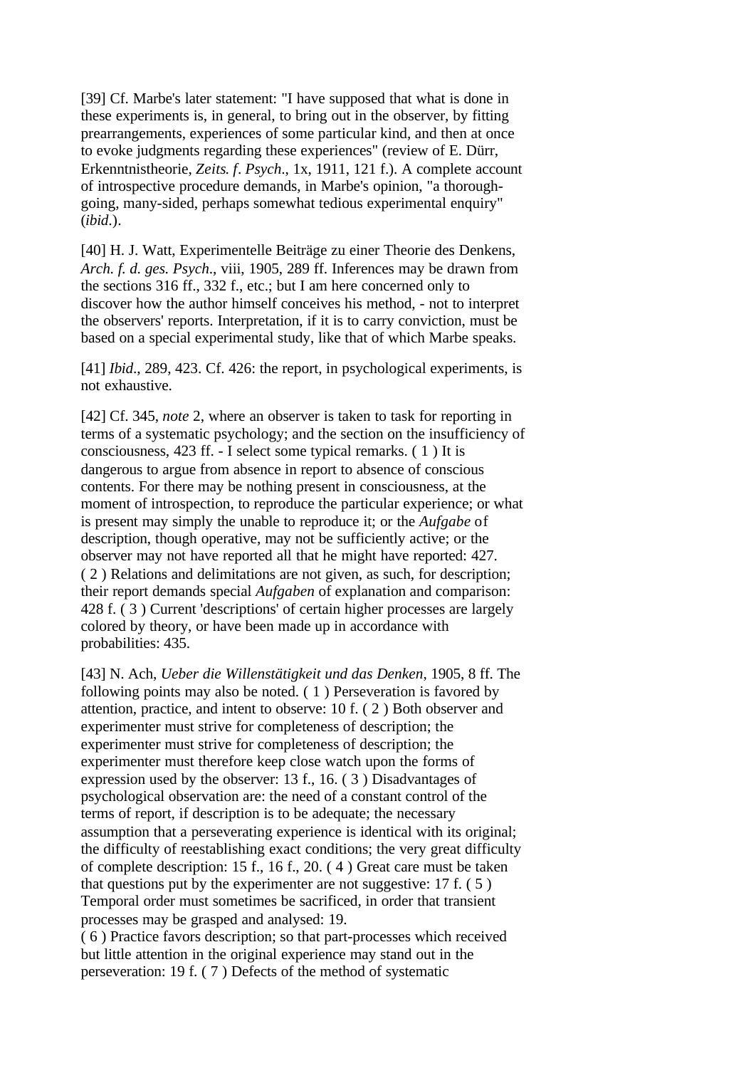[39] Cf. Marbe's later statement: "I have supposed that what is done in these experiments is, in general, to bring out in the observer, by fitting prearrangements, experiences of some particular kind, and then at once to evoke judgments regarding these experiences" (review of E. Dürr, Erkenntnistheorie, *Zeits. f. Psych.*, 1x, 1911, 121 f.). A complete account of introspective procedure demands, in Marbe's opinion, "a thorough-going, many-sided, perhaps somewhat tedious experimental enquiry" (*ibid*.).

[40] H. J. Watt, Experimentelle Beiträge zu einer Theorie des Denkens, *Arch. f. d. ges. Psych*., viii, 1905, 289 ff. Inferences may be drawn from the sections 316 ff., 332 f., etc.; but I am here concerned only to discover how the author himself conceives his method, - not to interpret the observers' reports. Interpretation, if it is to carry conviction, must be based on a special experimental study, like that of which Marbe speaks.

[41] *Ibid*., 289, 423. Cf. 426: the report, in psychological experiments, is not exhaustive.

[42] Cf. 345, *note* 2, where an observer is taken to task for reporting in terms of a systematic psychology; and the section on the insufficiency of consciousness, 423 ff. - I select some typical remarks. ( 1 ) It is dangerous to argue from absence in report to absence of conscious contents. For there may be nothing present in consciousness, at the moment of introspection, to reproduce the particular experience; or what is present may simply the unable to reproduce it; or the *Aufgabe* of description, though operative, may not be sufficiently active; or the observer may not have reported all that he might have reported: 427. ( 2 ) Relations and delimitations are not given, as such, for description; their report demands special *Aufgaben* of explanation and comparison: 428 f. ( 3 ) Current 'descriptions' of certain higher processes are largely colored by theory, or have been made up in accordance with probabilities: 435.

[43] N. Ach, *Ueber die Willenstätigkeit und das Denken*, 1905, 8 ff. The following points may also be noted. ( 1 ) Perseveration is favored by attention, practice, and intent to observe: 10 f. ( 2 ) Both observer and experimenter must strive for completeness of description; the experimenter must strive for completeness of description; the experimenter must therefore keep close watch upon the forms of expression used by the observer: 13 f., 16. ( 3 ) Disadvantages of psychological observation are: the need of a constant control of the terms of report, if description is to be adequate; the necessary assumption that a perseverating experience is identical with its original; the difficulty of reestablishing exact conditions; the very great difficulty of complete description: 15 f., 16 f., 20. ( 4 ) Great care must be taken that questions put by the experimenter are not suggestive: 17 f. ( 5 ) Temporal order must sometimes be sacrificed, in order that transient processes may be grasped and analysed: 19.
( 6 ) Practice favors description; so that part-processes which received but little attention in the original experience may stand out in the perseveration: 19 f. ( 7 ) Defects of the method of systematic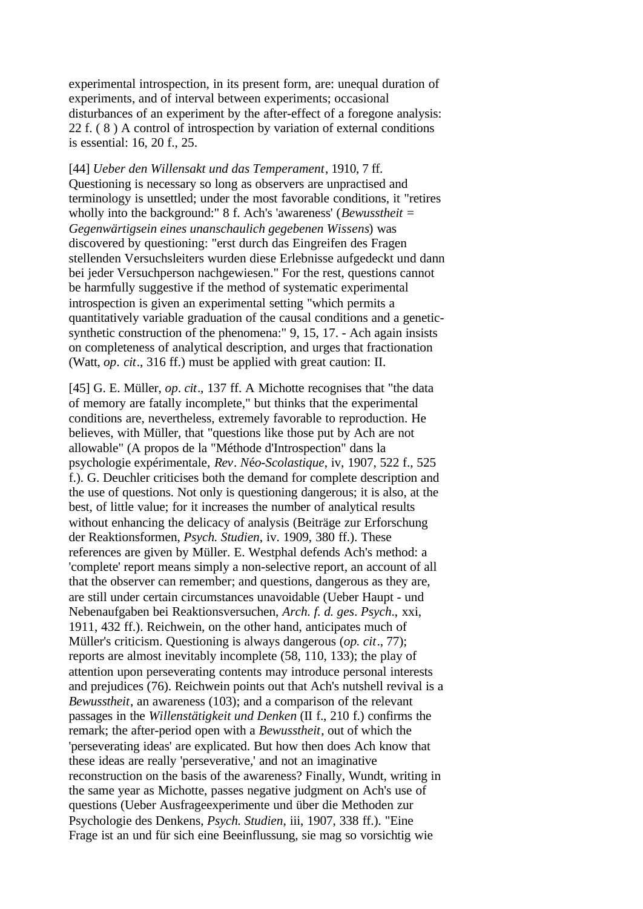experimental introspection, in its present form, are: unequal duration of experiments, and of interval between experiments; occasional disturbances of an experiment by the after-effect of a foregone analysis: 22 f. ( 8 ) A control of introspection by variation of external conditions is essential: 16, 20 f., 25.

[44] *Ueber den Willensakt und das Temperament*, 1910, 7 ff. Questioning is necessary so long as observers are unpractised and terminology is unsettled; under the most favorable conditions, it "retires wholly into the background:" 8 f. Ach's 'awareness' (*Bewusstheit = Gegenwärtigsein eines unanschaulich gegebenen Wissens*) was discovered by questioning: "erst durch das Eingreifen des Fragen stellenden Versuchsleiters wurden diese Erlebnisse aufgedeckt und dann bei jeder Versuchperson nachgewiesen." For the rest, questions cannot be harmfully suggestive if the method of systematic experimental introspection is given an experimental setting "which permits a quantitatively variable graduation of the causal conditions and a genetic-synthetic construction of the phenomena:" 9, 15, 17. - Ach again insists on completeness of analytical description, and urges that fractionation (Watt, *op. cit*., 316 ff.) must be applied with great caution: II.

[45] G. E. Müller, *op. cit*., 137 ff. A Michotte recognises that "the data of memory are fatally incomplete," but thinks that the experimental conditions are, nevertheless, extremely favorable to reproduction. He believes, with Müller, that "questions like those put by Ach are not allowable" (A propos de la "Méthode d'Introspection" dans la psychologie expérimentale, *Rev. Néo-Scolastique*, iv, 1907, 522 f., 525 f.). G. Deuchler criticises both the demand for complete description and the use of questions. Not only is questioning dangerous; it is also, at the best, of little value; for it increases the number of analytical results without enhancing the delicacy of analysis (Beiträge zur Erforschung der Reaktionsformen, *Psych. Studien*, iv. 1909, 380 ff.). These references are given by Müller. E. Westphal defends Ach's method: a 'complete' report means simply a non-selective report, an account of all that the observer can remember; and questions, dangerous as they are, are still under certain circumstances unavoidable (Ueber Haupt - und Nebenaufgaben bei Reaktionsversuchen, *Arch. f. d. ges. Psych*., xxi, 1911, 432 ff.). Reichwein, on the other hand, anticipates much of Müller's criticism. Questioning is always dangerous (*op. cit*., 77); reports are almost inevitably incomplete (58, 110, 133); the play of attention upon perseverating contents may introduce personal interests and prejudices (76). Reichwein points out that Ach's nutshell revival is a *Bewusstheit*, an awareness (103); and a comparison of the relevant passages in the *Willenstätigkeit und Denken* (II f., 210 f.) confirms the remark; the after-period open with a *Bewusstheit*, out of which the 'perseverating ideas' are explicated. But how then does Ach know that these ideas are really 'perseverative,' and not an imaginative reconstruction on the basis of the awareness? Finally, Wundt, writing in the same year as Michotte, passes negative judgment on Ach's use of questions (Ueber Ausfrageexperimente und über die Methoden zur Psychologie des Denkens, *Psych. Studien*, iii, 1907, 338 ff.). "Eine Frage ist an und für sich eine Beeinflussung, sie mag so vorsichtig wie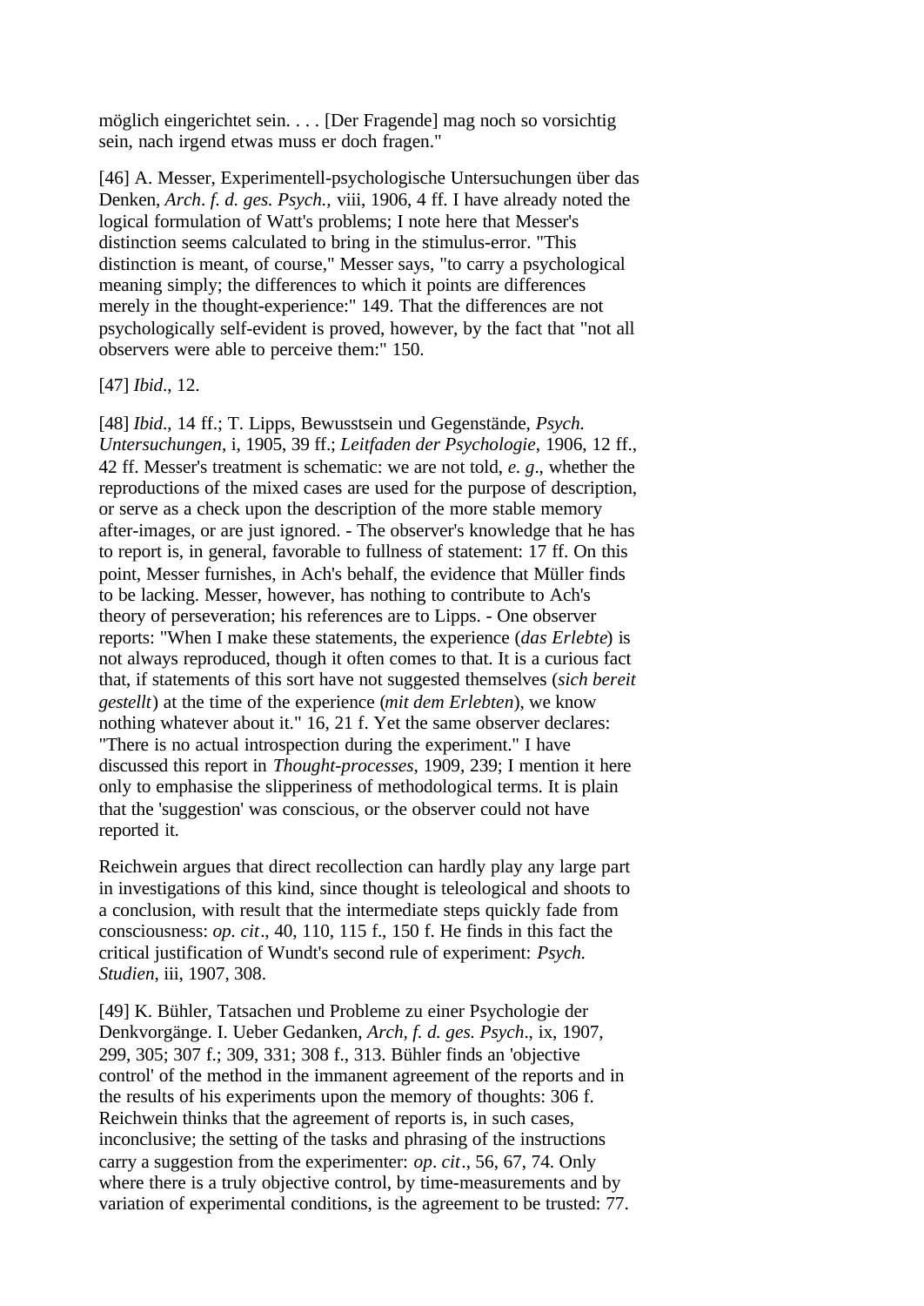möglich eingerichtet sein. . . . [Der Fragende] mag noch so vorsichtig sein, nach irgend etwas muss er doch fragen."

[46] A. Messer, Experimentell-psychologische Untersuchungen über das Denken, *Arch. f. d. ges. Psych.,* viii, 1906, 4 ff. I have already noted the logical formulation of Watt's problems; I note here that Messer's distinction seems calculated to bring in the stimulus-error. "This distinction is meant, of course," Messer says, "to carry a psychological meaning simply; the differences to which it points are differences merely in the thought-experience:" 149. That the differences are not psychologically self-evident is proved, however, by the fact that "not all observers were able to perceive them:" 150.

[47] *Ibid*., 12.

[48] *Ibid*., 14 ff.; T. Lipps, Bewusstsein und Gegenstände, *Psych. Untersuchungen*, i, 1905, 39 ff.; *Leitfaden der Psychologie*, 1906, 12 ff., 42 ff. Messer's treatment is schematic: we are not told, *e. g*., whether the reproductions of the mixed cases are used for the purpose of description, or serve as a check upon the description of the more stable memory after-images, or are just ignored. - The observer's knowledge that he has to report is, in general, favorable to fullness of statement: 17 ff. On this point, Messer furnishes, in Ach's behalf, the evidence that Müller finds to be lacking. Messer, however, has nothing to contribute to Ach's theory of perseveration; his references are to Lipps. - One observer reports: "When I make these statements, the experience (*das Erlebte*) is not always reproduced, though it often comes to that. It is a curious fact that, if statements of this sort have not suggested themselves (*sich bereit gestellt*) at the time of the experience (*mit dem Erlebten*), we know nothing whatever about it." 16, 21 f. Yet the same observer declares: "There is no actual introspection during the experiment." I have discussed this report in *Thought-processes*, 1909, 239; I mention it here only to emphasise the slipperiness of methodological terms. It is plain that the 'suggestion' was conscious, or the observer could not have reported it.

Reichwein argues that direct recollection can hardly play any large part in investigations of this kind, since thought is teleological and shoots to a conclusion, with result that the intermediate steps quickly fade from consciousness: *op. cit*., 40, 110, 115 f., 150 f. He finds in this fact the critical justification of Wundt's second rule of experiment: *Psych. Studien*, iii, 1907, 308.

[49] K. Bühler, Tatsachen und Probleme zu einer Psychologie der Denkvorgänge. I. Ueber Gedanken, *Arch, f. d. ges. Psych*., ix, 1907, 299, 305; 307 f.; 309, 331; 308 f., 313. Bühler finds an 'objective control' of the method in the immanent agreement of the reports and in the results of his experiments upon the memory of thoughts: 306 f. Reichwein thinks that the agreement of reports is, in such cases, inconclusive; the setting of the tasks and phrasing of the instructions carry a suggestion from the experimenter: *op. cit*., 56, 67, 74. Only where there is a truly objective control, by time-measurements and by variation of experimental conditions, is the agreement to be trusted: 77.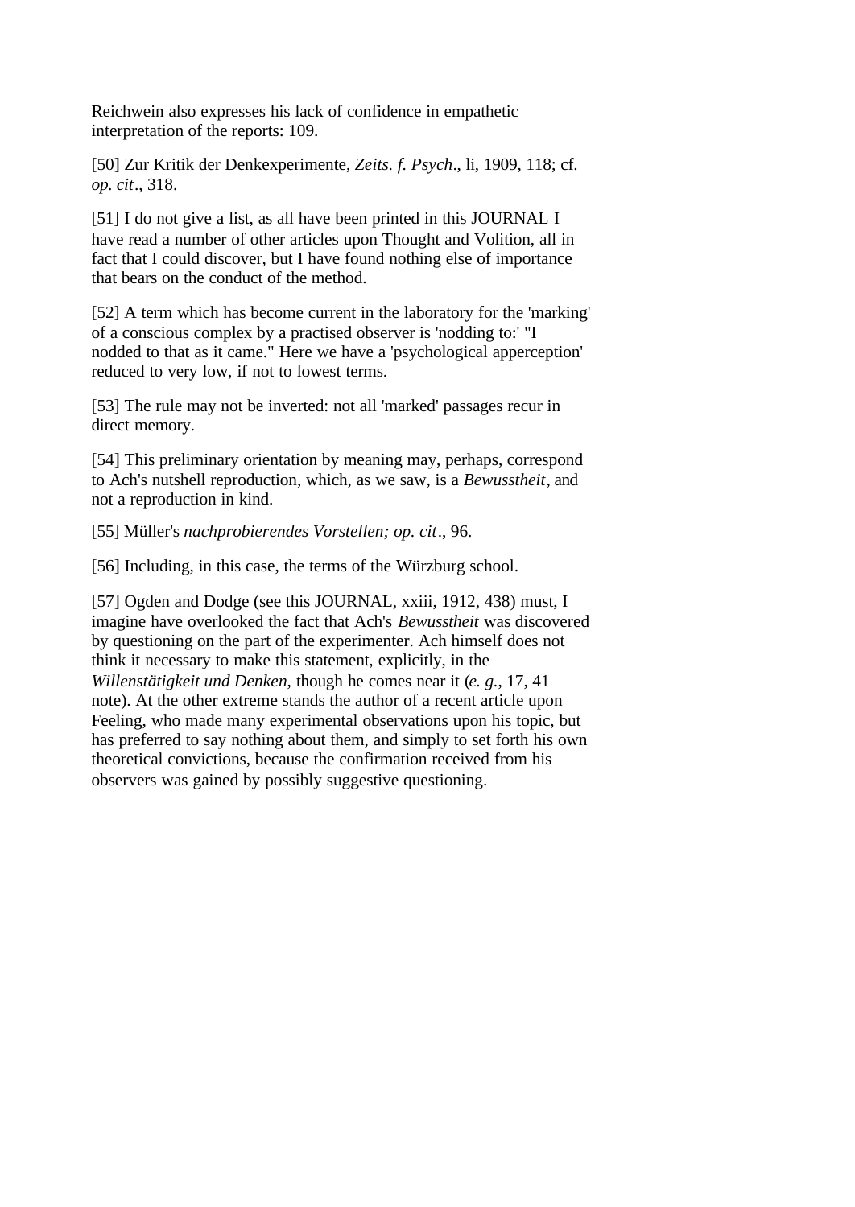Reichwein also expresses his lack of confidence in empathetic interpretation of the reports: 109.

[50] Zur Kritik der Denkexperimente, *Zeits. f. Psych*., li, 1909, 118; cf. *op. cit*., 318.

[51] I do not give a list, as all have been printed in this JOURNAL I have read a number of other articles upon Thought and Volition, all in fact that I could discover, but I have found nothing else of importance that bears on the conduct of the method.

[52] A term which has become current in the laboratory for the 'marking' of a conscious complex by a practised observer is 'nodding to:' "I nodded to that as it came." Here we have a 'psychological apperception' reduced to very low, if not to lowest terms.

[53] The rule may not be inverted: not all 'marked' passages recur in direct memory.

[54] This preliminary orientation by meaning may, perhaps, correspond to Ach's nutshell reproduction, which, as we saw, is a *Bewusstheit*, and not a reproduction in kind.

[55] Müller's *nachprobierendes Vorstellen; op. cit*., 96.

[56] Including, in this case, the terms of the Würzburg school.

[57] Ogden and Dodge (see this JOURNAL, xxiii, 1912, 438) must, I imagine have overlooked the fact that Ach's *Bewusstheit* was discovered by questioning on the part of the experimenter. Ach himself does not think it necessary to make this statement, explicitly, in the *Willenstätigkeit und Denken*, though he comes near it (*e. g.*, 17, 41 note). At the other extreme stands the author of a recent article upon Feeling, who made many experimental observations upon his topic, but has preferred to say nothing about them, and simply to set forth his own theoretical convictions, because the confirmation received from his observers was gained by possibly suggestive questioning.